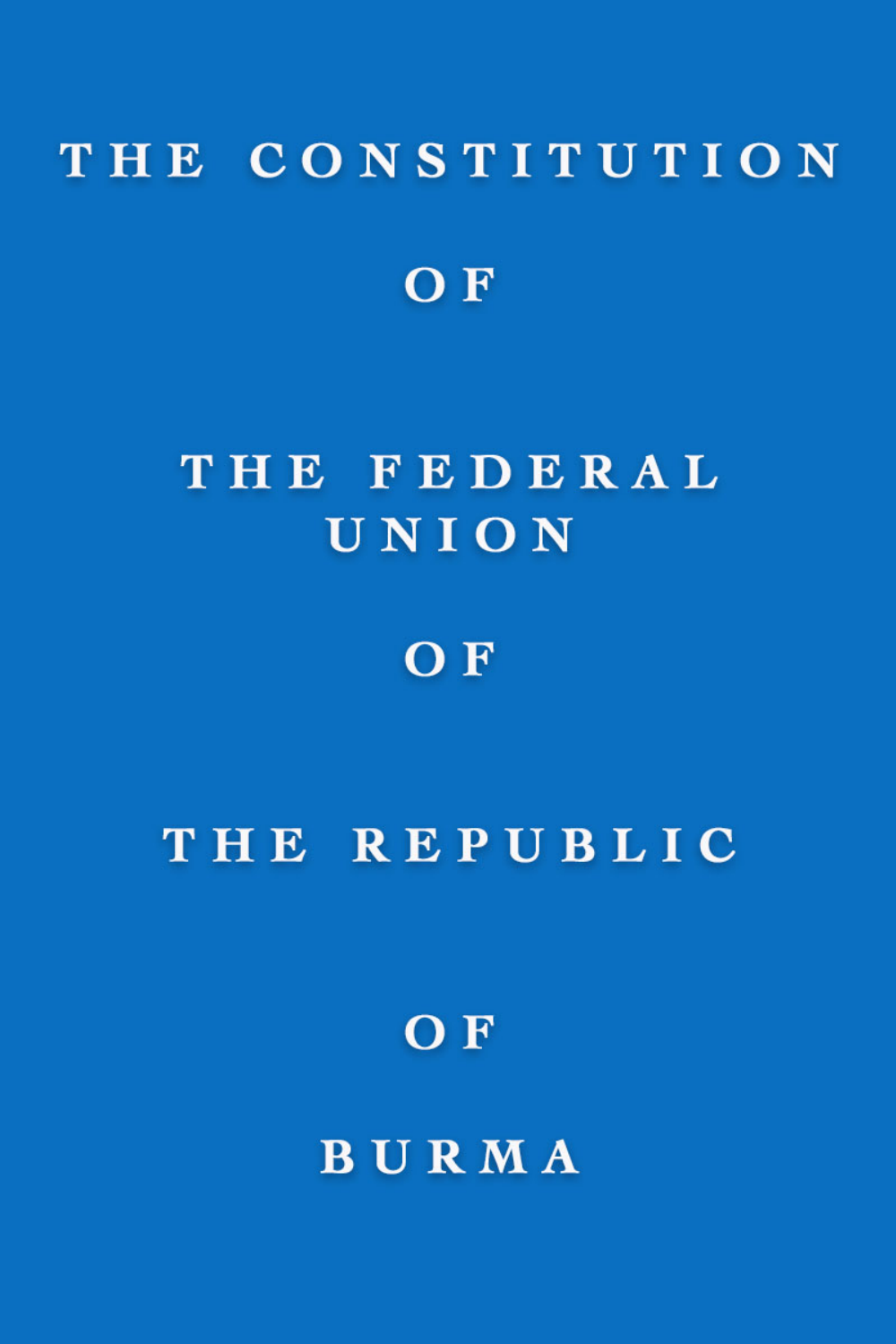# THE CONSTITUTION

# OF

# THE FEDERAL UNION

# OF

# THE REPUBLIC

# OF

# BURMA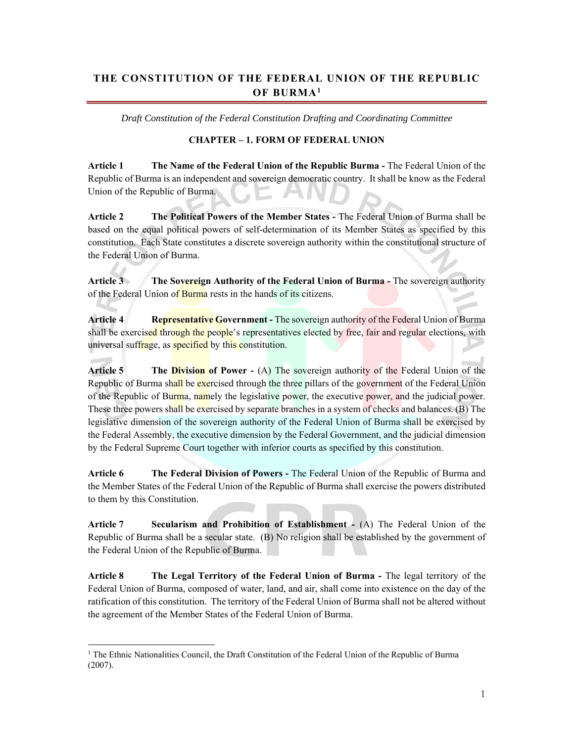# THE CONSTITUTION OF THE FEDERAL UNION OF THE REPUBLIC OF BURMA[1]

*Draft Constitution of the Federal Constitution Drafting and Coordinating Committee*

## CHAPTER – 1. FORM OF FEDERAL UNION

**Article 1 The Name of the Federal Union of the Republic Burma -** The Federal Union of the Republic of Burma is an independent and sovereign democratic country. It shall be know as the Federal Union of the Republic of Burma.

**Article 2 The Political Powers of the Member States -** The Federal Union of Burma shall be based on the equal political powers of self-determination of its Member States as specified by this constitution. Each State constitutes a discrete sovereign authority within the constitutional structure of the Federal Union of Burma.

**Article 3 The Sovereign Authority of the Federal Union of Burma -** The sovereign authority of the Federal Union of Burma rests in the hands of its citizens.

**Article 4 Representative Government -** The sovereign authority of the Federal Union of Burma shall be exercised through the people's representatives elected by free, fair and regular elections, with universal suffrage, as specified by this constitution.

**Article 5 The Division of Power -** (A) The sovereign authority of the Federal Union of the Republic of Burma shall be exercised through the three pillars of the government of the Federal Union of the Republic of Burma, namely the legislative power, the executive power, and the judicial power. These three powers shall be exercised by separate branches in a system of checks and balances. (B) The legislative dimension of the sovereign authority of the Federal Union of Burma shall be exercised by the Federal Assembly, the executive dimension by the Federal Government, and the judicial dimension by the Federal Supreme Court together with inferior courts as specified by this constitution.

**Article 6 The Federal Division of Powers -** The Federal Union of the Republic of Burma and the Member States of the Federal Union of the Republic of Burma shall exercise the powers distributed to them by this Constitution.

**Article 7 Secularism and Prohibition of Establishment -** (A) The Federal Union of the Republic of Burma shall be a secular state. (B) No religion shall be established by the government of the Federal Union of the Republic of Burma.

**Article 8 The Legal Territory of the Federal Union of Burma -** The legal territory of the Federal Union of Burma, composed of water, land, and air, shall come into existence on the day of the ratification of this constitution. The territory of the Federal Union of Burma shall not be altered without the agreement of the Member States of the Federal Union of Burma.

---

[1] The Ethnic Nationalities Council, the Draft Constitution of the Federal Union of the Republic of Burma (2007).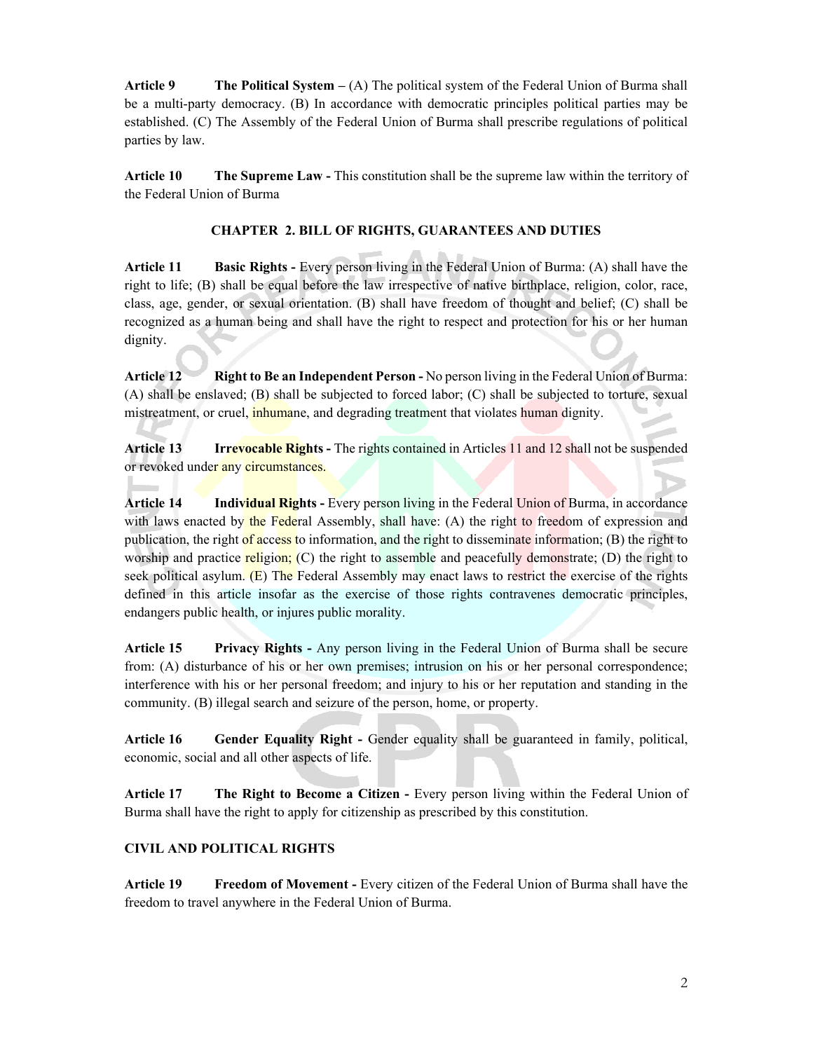**Article 9** **The Political System –** (A) The political system of the Federal Union of Burma shall be a multi-party democracy. (B) In accordance with democratic principles political parties may be established. (C) The Assembly of the Federal Union of Burma shall prescribe regulations of political parties by law.

**Article 10** **The Supreme Law -** This constitution shall be the supreme law within the territory of the Federal Union of Burma

## CHAPTER 2. BILL OF RIGHTS, GUARANTEES AND DUTIES

**Article 11** **Basic Rights -** Every person living in the Federal Union of Burma: (A) shall have the right to life; (B) shall be equal before the law irrespective of native birthplace, religion, color, race, class, age, gender, or sexual orientation. (B) shall have freedom of thought and belief; (C) shall be recognized as a human being and shall have the right to respect and protection for his or her human dignity.

**Article 12** **Right to Be an Independent Person -** No person living in the Federal Union of Burma: (A) shall be enslaved; (B) shall be subjected to forced labor; (C) shall be subjected to torture, sexual mistreatment, or cruel, inhumane, and degrading treatment that violates human dignity.

**Article 13** **Irrevocable Rights -** The rights contained in Articles 11 and 12 shall not be suspended or revoked under any circumstances.

**Article 14** **Individual Rights -** Every person living in the Federal Union of Burma, in accordance with laws enacted by the Federal Assembly, shall have: (A) the right to freedom of expression and publication, the right of access to information, and the right to disseminate information; (B) the right to worship and practice religion; (C) the right to assemble and peacefully demonstrate; (D) the right to seek political asylum. (E) The Federal Assembly may enact laws to restrict the exercise of the rights defined in this article insofar as the exercise of those rights contravenes democratic principles, endangers public health, or injures public morality.

**Article 15** **Privacy Rights -** Any person living in the Federal Union of Burma shall be secure from: (A) disturbance of his or her own premises; intrusion on his or her personal correspondence; interference with his or her personal freedom; and injury to his or her reputation and standing in the community. (B) illegal search and seizure of the person, home, or property.

**Article 16** **Gender Equality Right -** Gender equality shall be guaranteed in family, political, economic, social and all other aspects of life.

**Article 17** **The Right to Become a Citizen -** Every person living within the Federal Union of Burma shall have the right to apply for citizenship as prescribed by this constitution.

### CIVIL AND POLITICAL RIGHTS

**Article 19** **Freedom of Movement -** Every citizen of the Federal Union of Burma shall have the freedom to travel anywhere in the Federal Union of Burma.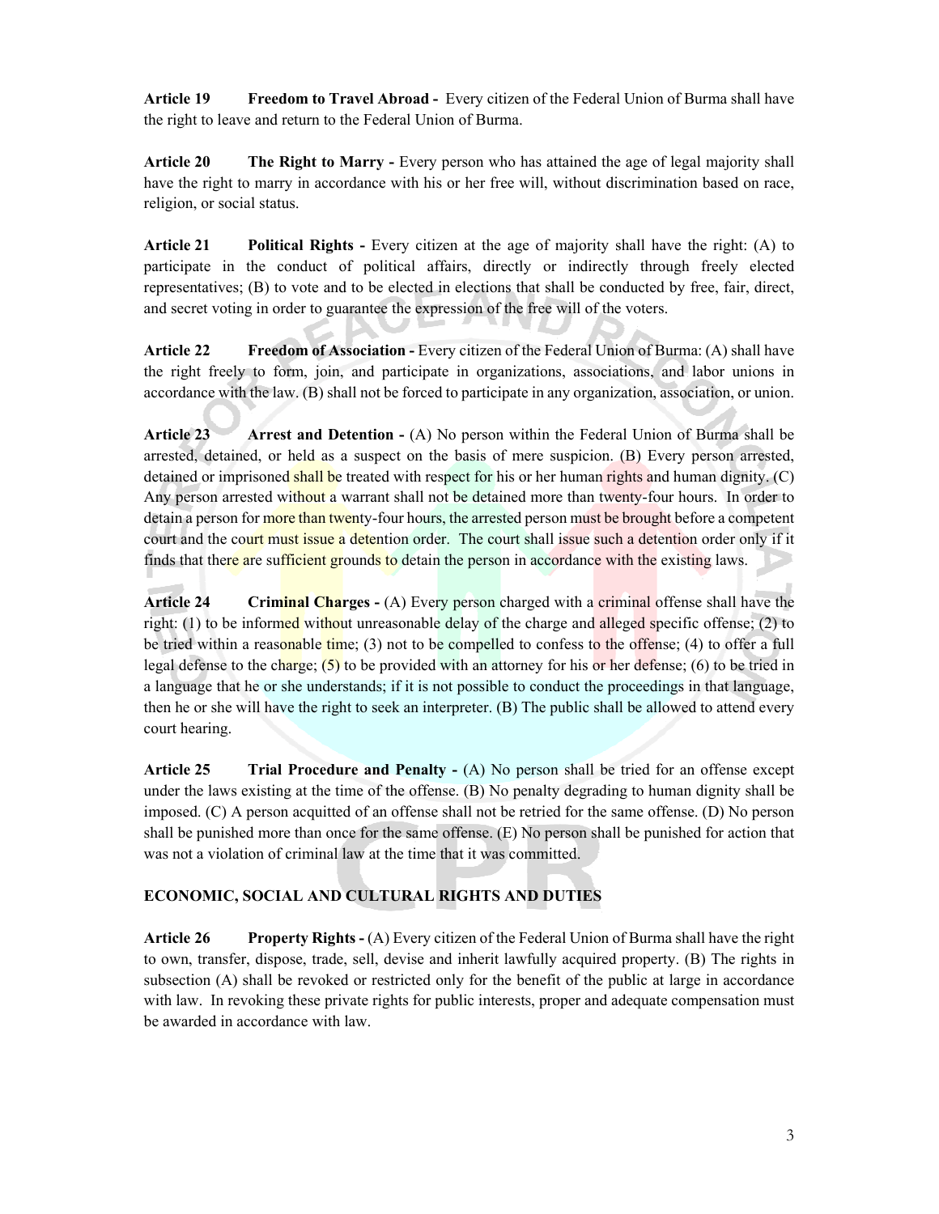**Article 19** **Freedom to Travel Abroad -** Every citizen of the Federal Union of Burma shall have the right to leave and return to the Federal Union of Burma.

**Article 20** **The Right to Marry -** Every person who has attained the age of legal majority shall have the right to marry in accordance with his or her free will, without discrimination based on race, religion, or social status.

**Article 21** **Political Rights -** Every citizen at the age of majority shall have the right: (A) to participate in the conduct of political affairs, directly or indirectly through freely elected representatives; (B) to vote and to be elected in elections that shall be conducted by free, fair, direct, and secret voting in order to guarantee the expression of the free will of the voters.

**Article 22** **Freedom of Association -** Every citizen of the Federal Union of Burma: (A) shall have the right freely to form, join, and participate in organizations, associations, and labor unions in accordance with the law. (B) shall not be forced to participate in any organization, association, or union.

**Article 23** **Arrest and Detention -** (A) No person within the Federal Union of Burma shall be arrested, detained, or held as a suspect on the basis of mere suspicion. (B) Every person arrested, detained or imprisoned shall be treated with respect for his or her human rights and human dignity. (C) Any person arrested without a warrant shall not be detained more than twenty-four hours. In order to detain a person for more than twenty-four hours, the arrested person must be brought before a competent court and the court must issue a detention order. The court shall issue such a detention order only if it finds that there are sufficient grounds to detain the person in accordance with the existing laws.

**Article 24** **Criminal Charges -** (A) Every person charged with a criminal offense shall have the right: (1) to be informed without unreasonable delay of the charge and alleged specific offense; (2) to be tried within a reasonable time; (3) not to be compelled to confess to the offense; (4) to offer a full legal defense to the charge; (5) to be provided with an attorney for his or her defense; (6) to be tried in a language that he or she understands; if it is not possible to conduct the proceedings in that language, then he or she will have the right to seek an interpreter. (B) The public shall be allowed to attend every court hearing.

**Article 25** **Trial Procedure and Penalty -** (A) No person shall be tried for an offense except under the laws existing at the time of the offense. (B) No penalty degrading to human dignity shall be imposed. (C) A person acquitted of an offense shall not be retried for the same offense. (D) No person shall be punished more than once for the same offense. (E) No person shall be punished for action that was not a violation of criminal law at the time that it was committed.

## ECONOMIC, SOCIAL AND CULTURAL RIGHTS AND DUTIES

**Article 26** **Property Rights -** (A) Every citizen of the Federal Union of Burma shall have the right to own, transfer, dispose, trade, sell, devise and inherit lawfully acquired property. (B) The rights in subsection (A) shall be revoked or restricted only for the benefit of the public at large in accordance with law. In revoking these private rights for public interests, proper and adequate compensation must be awarded in accordance with law.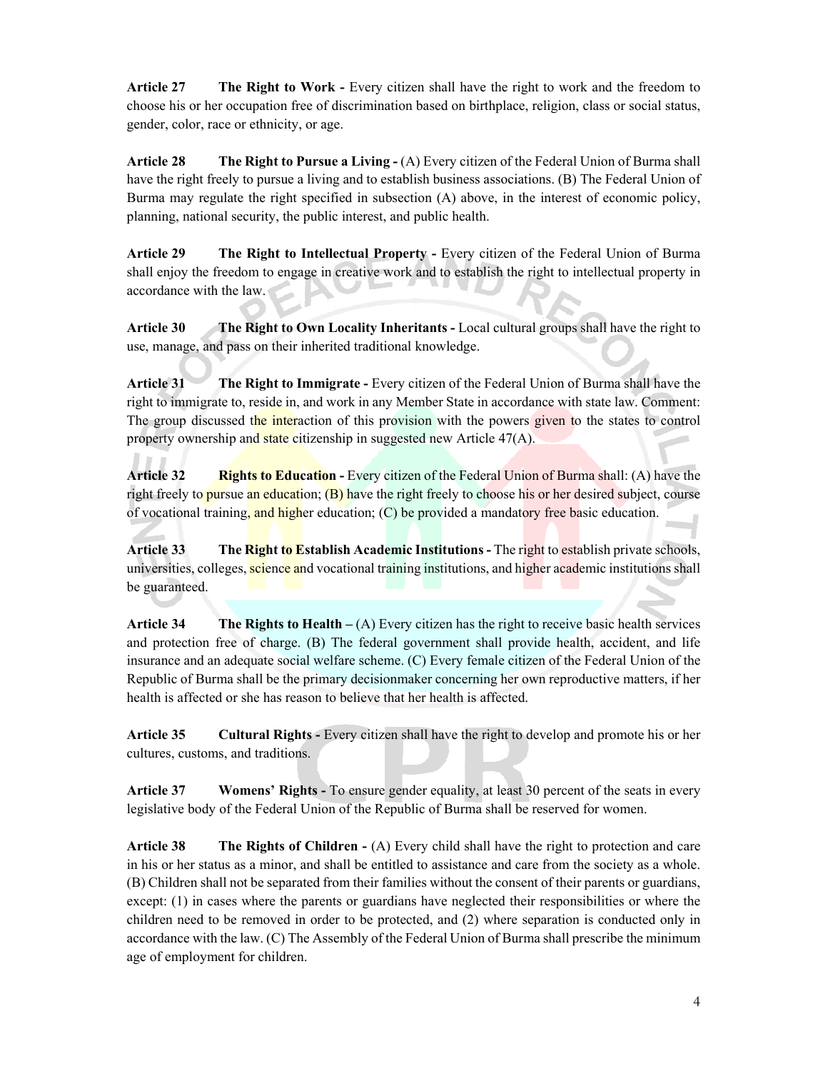**Article 27** **The Right to Work -** Every citizen shall have the right to work and the freedom to choose his or her occupation free of discrimination based on birthplace, religion, class or social status, gender, color, race or ethnicity, or age.

**Article 28** **The Right to Pursue a Living -** (A) Every citizen of the Federal Union of Burma shall have the right freely to pursue a living and to establish business associations. (B) The Federal Union of Burma may regulate the right specified in subsection (A) above, in the interest of economic policy, planning, national security, the public interest, and public health.

**Article 29** **The Right to Intellectual Property -** Every citizen of the Federal Union of Burma shall enjoy the freedom to engage in creative work and to establish the right to intellectual property in accordance with the law.

**Article 30** **The Right to Own Locality Inheritants -** Local cultural groups shall have the right to use, manage, and pass on their inherited traditional knowledge.

**Article 31** **The Right to Immigrate -** Every citizen of the Federal Union of Burma shall have the right to immigrate to, reside in, and work in any Member State in accordance with state law. Comment: The group discussed the interaction of this provision with the powers given to the states to control property ownership and state citizenship in suggested new Article 47(A).

**Article 32** **Rights to Education -** Every citizen of the Federal Union of Burma shall: (A) have the right freely to pursue an education; (B) have the right freely to choose his or her desired subject, course of vocational training, and higher education; (C) be provided a mandatory free basic education.

**Article 33** **The Right to Establish Academic Institutions -** The right to establish private schools, universities, colleges, science and vocational training institutions, and higher academic institutions shall be guaranteed.

**Article 34** **The Rights to Health –** (A) Every citizen has the right to receive basic health services and protection free of charge. (B) The federal government shall provide health, accident, and life insurance and an adequate social welfare scheme. (C) Every female citizen of the Federal Union of the Republic of Burma shall be the primary decisionmaker concerning her own reproductive matters, if her health is affected or she has reason to believe that her health is affected.

**Article 35** **Cultural Rights -** Every citizen shall have the right to develop and promote his or her cultures, customs, and traditions.

**Article 37** **Womens' Rights -** To ensure gender equality, at least 30 percent of the seats in every legislative body of the Federal Union of the Republic of Burma shall be reserved for women.

**Article 38** **The Rights of Children -** (A) Every child shall have the right to protection and care in his or her status as a minor, and shall be entitled to assistance and care from the society as a whole. (B) Children shall not be separated from their families without the consent of their parents or guardians, except: (1) in cases where the parents or guardians have neglected their responsibilities or where the children need to be removed in order to be protected, and (2) where separation is conducted only in accordance with the law. (C) The Assembly of the Federal Union of Burma shall prescribe the minimum age of employment for children.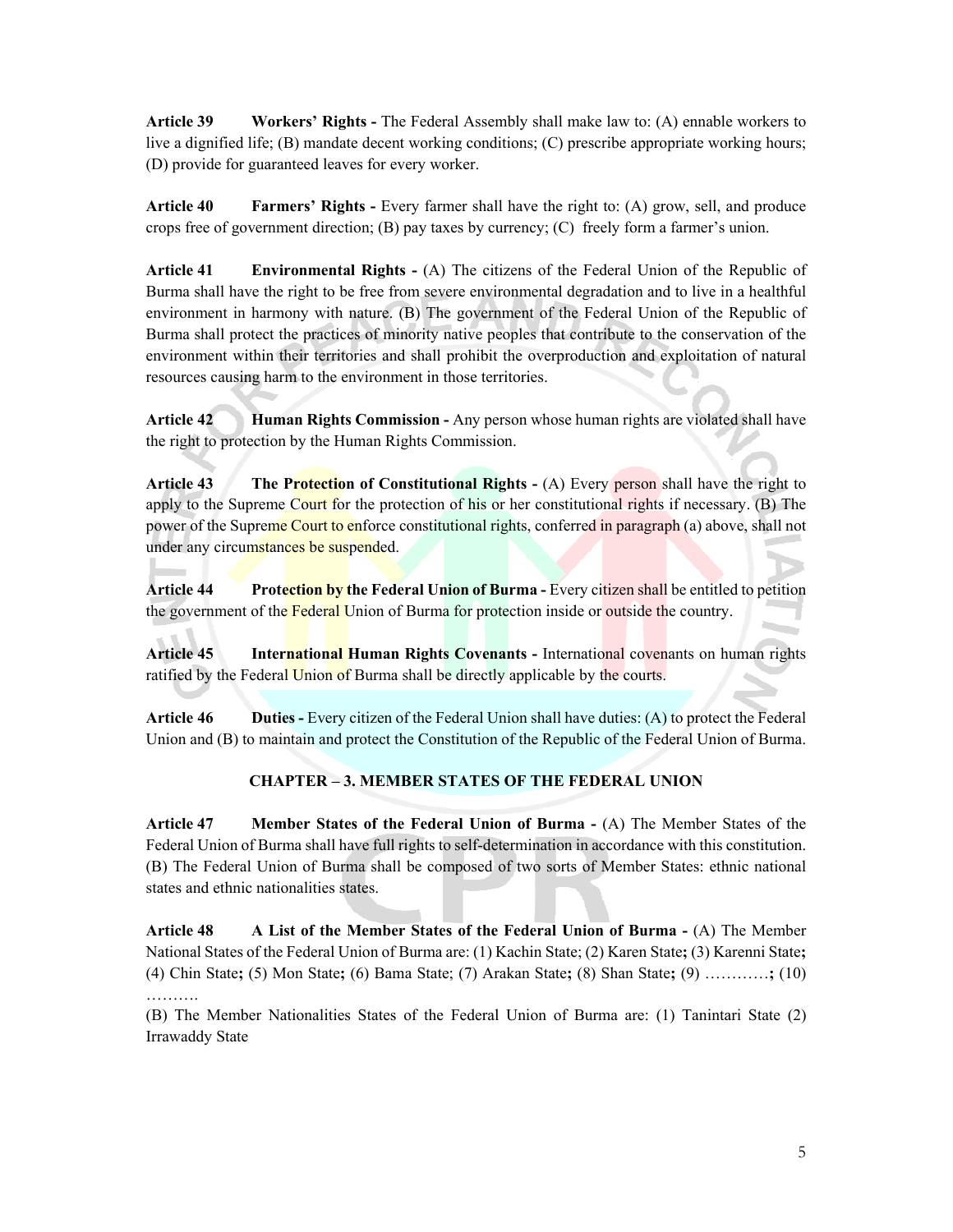**Article 39** **Workers' Rights -** The Federal Assembly shall make law to: (A) ennable workers to live a dignified life; (B) mandate decent working conditions; (C) prescribe appropriate working hours; (D) provide for guaranteed leaves for every worker.

**Article 40** **Farmers' Rights -** Every farmer shall have the right to: (A) grow, sell, and produce crops free of government direction; (B) pay taxes by currency; (C) freely form a farmer's union.

**Article 41** **Environmental Rights -** (A) The citizens of the Federal Union of the Republic of Burma shall have the right to be free from severe environmental degradation and to live in a healthful environment in harmony with nature. (B) The government of the Federal Union of the Republic of Burma shall protect the practices of minority native peoples that contribute to the conservation of the environment within their territories and shall prohibit the overproduction and exploitation of natural resources causing harm to the environment in those territories.

**Article 42** **Human Rights Commission -** Any person whose human rights are violated shall have the right to protection by the Human Rights Commission.

**Article 43** **The Protection of Constitutional Rights -** (A) Every person shall have the right to apply to the Supreme Court for the protection of his or her constitutional rights if necessary. (B) The power of the Supreme Court to enforce constitutional rights, conferred in paragraph (a) above, shall not under any circumstances be suspended.

**Article 44** **Protection by the Federal Union of Burma -** Every citizen shall be entitled to petition the government of the Federal Union of Burma for protection inside or outside the country.

**Article 45** **International Human Rights Covenants -** International covenants on human rights ratified by the Federal Union of Burma shall be directly applicable by the courts.

**Article 46** **Duties -** Every citizen of the Federal Union shall have duties: (A) to protect the Federal Union and (B) to maintain and protect the Constitution of the Republic of the Federal Union of Burma.

## CHAPTER – 3. MEMBER STATES OF THE FEDERAL UNION

**Article 47** **Member States of the Federal Union of Burma -** (A) The Member States of the Federal Union of Burma shall have full rights to self-determination in accordance with this constitution. (B) The Federal Union of Burma shall be composed of two sorts of Member States: ethnic national states and ethnic nationalities states.

**Article 48** **A List of the Member States of the Federal Union of Burma -** (A) The Member National States of the Federal Union of Burma are: (1) Kachin State; (2) Karen State**;** (3) Karenni State**;** (4) Chin State**;** (5) Mon State**;** (6) Bama State; (7) Arakan State**;** (8) Shan State**;** (9) …………**;** (10) ……….

(B) The Member Nationalities States of the Federal Union of Burma are: (1) Tanintari State (2) Irrawaddy State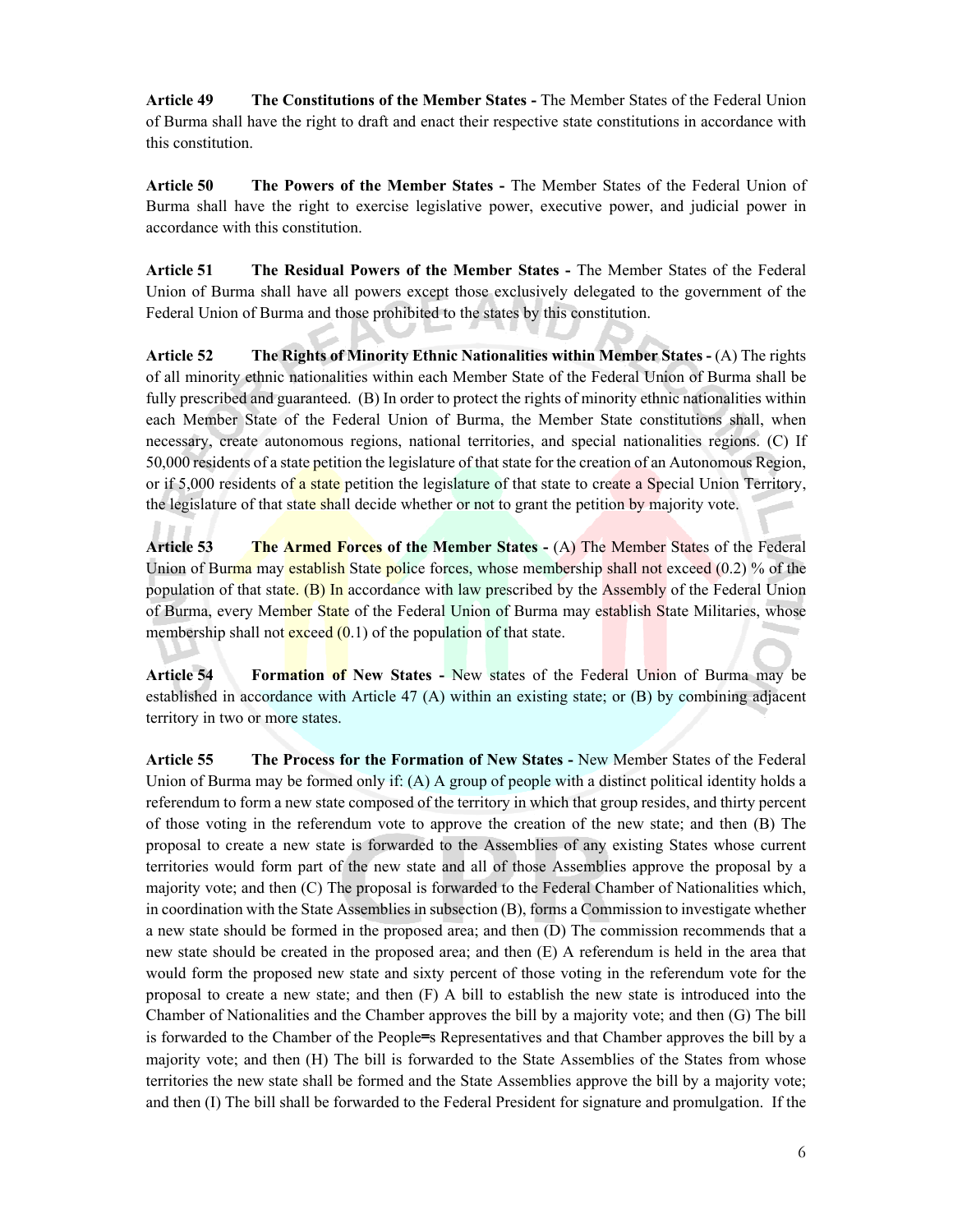**Article 49 The Constitutions of the Member States -** The Member States of the Federal Union of Burma shall have the right to draft and enact their respective state constitutions in accordance with this constitution.

**Article 50 The Powers of the Member States -** The Member States of the Federal Union of Burma shall have the right to exercise legislative power, executive power, and judicial power in accordance with this constitution.

**Article 51 The Residual Powers of the Member States -** The Member States of the Federal Union of Burma shall have all powers except those exclusively delegated to the government of the Federal Union of Burma and those prohibited to the states by this constitution.

**Article 52 The Rights of Minority Ethnic Nationalities within Member States -** (A) The rights of all minority ethnic nationalities within each Member State of the Federal Union of Burma shall be fully prescribed and guaranteed. (B) In order to protect the rights of minority ethnic nationalities within each Member State of the Federal Union of Burma, the Member State constitutions shall, when necessary, create autonomous regions, national territories, and special nationalities regions. (C) If 50,000 residents of a state petition the legislature of that state for the creation of an Autonomous Region, or if 5,000 residents of a state petition the legislature of that state to create a Special Union Territory, the legislature of that state shall decide whether or not to grant the petition by majority vote.

**Article 53 The Armed Forces of the Member States -** (A) The Member States of the Federal Union of Burma may establish State police forces, whose membership shall not exceed (0.2) % of the population of that state. (B) In accordance with law prescribed by the Assembly of the Federal Union of Burma, every Member State of the Federal Union of Burma may establish State Militaries, whose membership shall not exceed (0.1) of the population of that state.

**Article 54 Formation of New States -** New states of the Federal Union of Burma may be established in accordance with Article 47 (A) within an existing state; or (B) by combining adjacent territory in two or more states.

**Article 55 The Process for the Formation of New States -** New Member States of the Federal Union of Burma may be formed only if: (A) A group of people with a distinct political identity holds a referendum to form a new state composed of the territory in which that group resides, and thirty percent of those voting in the referendum vote to approve the creation of the new state; and then (B) The proposal to create a new state is forwarded to the Assemblies of any existing States whose current territories would form part of the new state and all of those Assemblies approve the proposal by a majority vote; and then (C) The proposal is forwarded to the Federal Chamber of Nationalities which, in coordination with the State Assemblies in subsection (B), forms a Commission to investigate whether a new state should be formed in the proposed area; and then (D) The commission recommends that a new state should be created in the proposed area; and then (E) A referendum is held in the area that would form the proposed new state and sixty percent of those voting in the referendum vote for the proposal to create a new state; and then (F) A bill to establish the new state is introduced into the Chamber of Nationalities and the Chamber approves the bill by a majority vote; and then (G) The bill is forwarded to the Chamber of the People=s Representatives and that Chamber approves the bill by a majority vote; and then (H) The bill is forwarded to the State Assemblies of the States from whose territories the new state shall be formed and the State Assemblies approve the bill by a majority vote; and then (I) The bill shall be forwarded to the Federal President for signature and promulgation. If the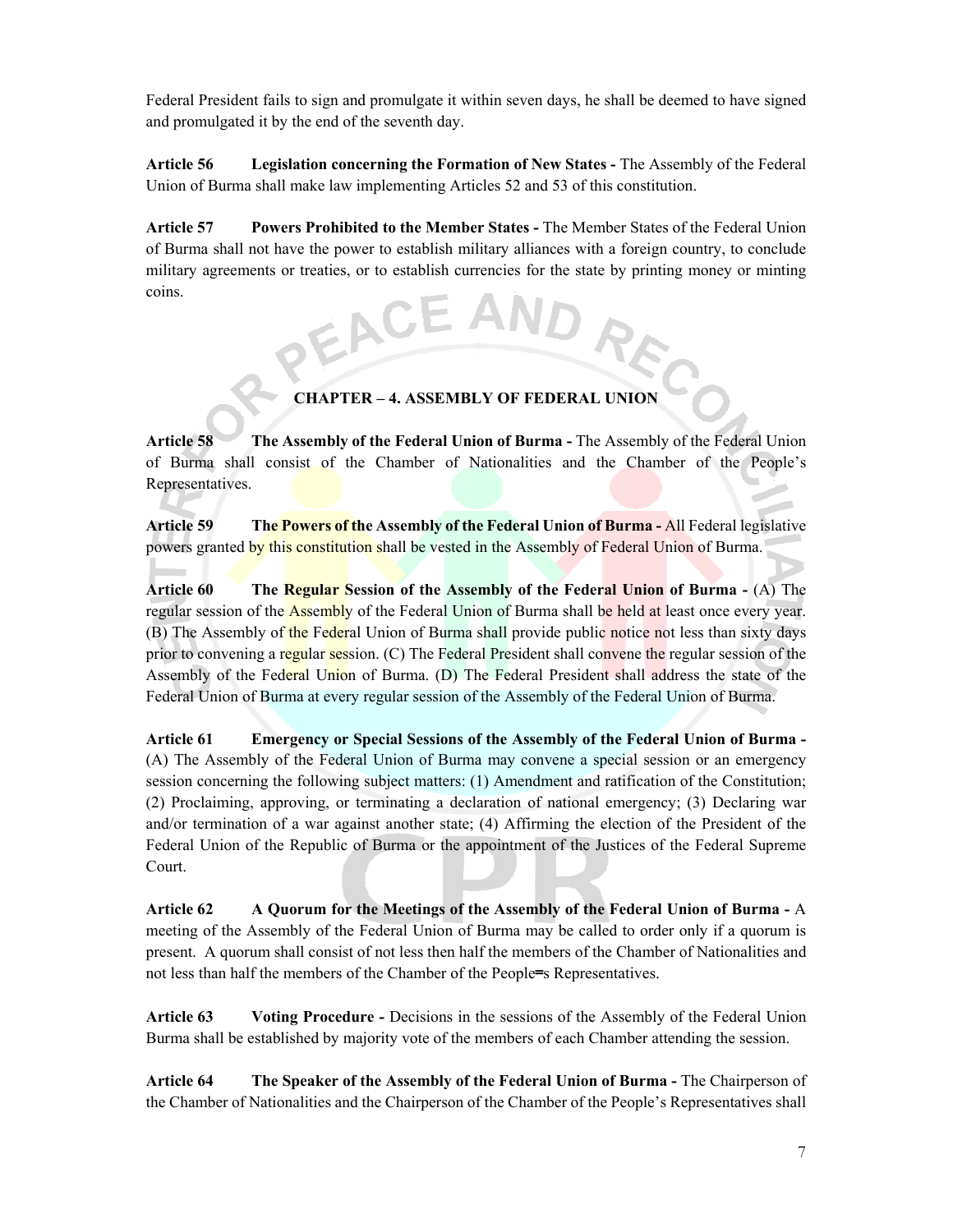Federal President fails to sign and promulgate it within seven days, he shall be deemed to have signed and promulgated it by the end of the seventh day.

**Article 56 Legislation concerning the Formation of New States -** The Assembly of the Federal Union of Burma shall make law implementing Articles 52 and 53 of this constitution.

**Article 57 Powers Prohibited to the Member States -** The Member States of the Federal Union of Burma shall not have the power to establish military alliances with a foreign country, to conclude military agreements or treaties, or to establish currencies for the state by printing money or minting coins.

## CHAPTER – 4. ASSEMBLY OF FEDERAL UNION

**Article 58 The Assembly of the Federal Union of Burma -** The Assembly of the Federal Union of Burma shall consist of the Chamber of Nationalities and the Chamber of the People's Representatives.

**Article 59 The Powers of the Assembly of the Federal Union of Burma -** All Federal legislative powers granted by this constitution shall be vested in the Assembly of Federal Union of Burma.

**Article 60 The Regular Session of the Assembly of the Federal Union of Burma -** (A) The regular session of the Assembly of the Federal Union of Burma shall be held at least once every year. (B) The Assembly of the Federal Union of Burma shall provide public notice not less than sixty days prior to convening a regular session. (C) The Federal President shall convene the regular session of the Assembly of the Federal Union of Burma. (D) The Federal President shall address the state of the Federal Union of Burma at every regular session of the Assembly of the Federal Union of Burma.

**Article 61 Emergency or Special Sessions of the Assembly of the Federal Union of Burma -** (A) The Assembly of the Federal Union of Burma may convene a special session or an emergency session concerning the following subject matters: (1) Amendment and ratification of the Constitution; (2) Proclaiming, approving, or terminating a declaration of national emergency; (3) Declaring war and/or termination of a war against another state; (4) Affirming the election of the President of the Federal Union of the Republic of Burma or the appointment of the Justices of the Federal Supreme Court.

**Article 62 A Quorum for the Meetings of the Assembly of the Federal Union of Burma -** A meeting of the Assembly of the Federal Union of Burma may be called to order only if a quorum is present. A quorum shall consist of not less then half the members of the Chamber of Nationalities and not less than half the members of the Chamber of the People=s Representatives.

**Article 63 Voting Procedure -** Decisions in the sessions of the Assembly of the Federal Union Burma shall be established by majority vote of the members of each Chamber attending the session.

**Article 64 The Speaker of the Assembly of the Federal Union of Burma -** The Chairperson of the Chamber of Nationalities and the Chairperson of the Chamber of the People's Representatives shall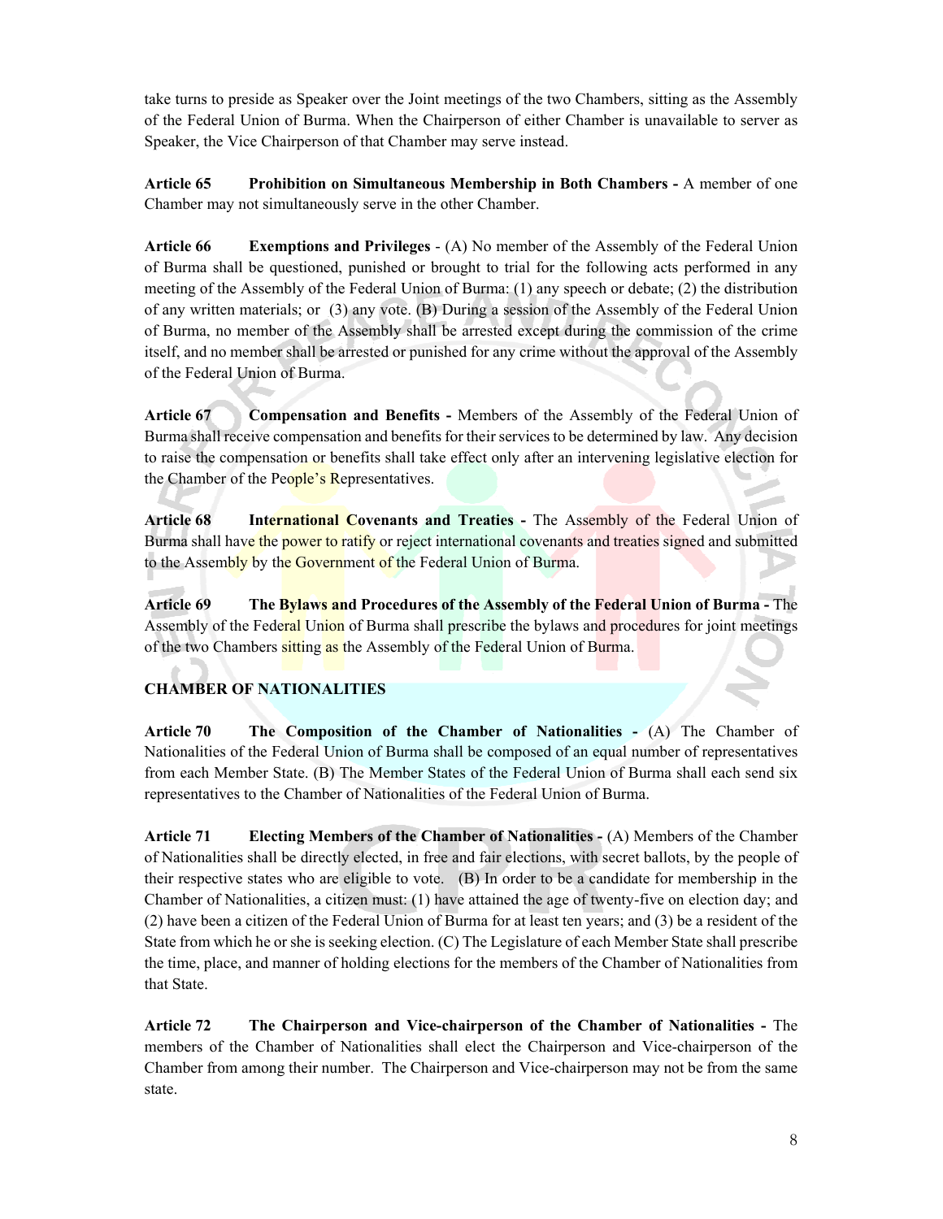take turns to preside as Speaker over the Joint meetings of the two Chambers, sitting as the Assembly of the Federal Union of Burma. When the Chairperson of either Chamber is unavailable to server as Speaker, the Vice Chairperson of that Chamber may serve instead.

**Article 65 Prohibition on Simultaneous Membership in Both Chambers -** A member of one Chamber may not simultaneously serve in the other Chamber.

**Article 66 Exemptions and Privileges** - (A) No member of the Assembly of the Federal Union of Burma shall be questioned, punished or brought to trial for the following acts performed in any meeting of the Assembly of the Federal Union of Burma: (1) any speech or debate; (2) the distribution of any written materials; or (3) any vote. (B) During a session of the Assembly of the Federal Union of Burma, no member of the Assembly shall be arrested except during the commission of the crime itself, and no member shall be arrested or punished for any crime without the approval of the Assembly of the Federal Union of Burma.

**Article 67 Compensation and Benefits -** Members of the Assembly of the Federal Union of Burma shall receive compensation and benefits for their services to be determined by law. Any decision to raise the compensation or benefits shall take effect only after an intervening legislative election for the Chamber of the People's Representatives.

**Article 68 International Covenants and Treaties -** The Assembly of the Federal Union of Burma shall have the power to ratify or reject international covenants and treaties signed and submitted to the Assembly by the Government of the Federal Union of Burma.

**Article 69 The Bylaws and Procedures of the Assembly of the Federal Union of Burma -** The Assembly of the Federal Union of Burma shall prescribe the bylaws and procedures for joint meetings of the two Chambers sitting as the Assembly of the Federal Union of Burma.

**CHAMBER OF NATIONALITIES**

**Article 70 The Composition of the Chamber of Nationalities -** (A) The Chamber of Nationalities of the Federal Union of Burma shall be composed of an equal number of representatives from each Member State. (B) The Member States of the Federal Union of Burma shall each send six representatives to the Chamber of Nationalities of the Federal Union of Burma.

**Article 71 Electing Members of the Chamber of Nationalities -** (A) Members of the Chamber of Nationalities shall be directly elected, in free and fair elections, with secret ballots, by the people of their respective states who are eligible to vote. (B) In order to be a candidate for membership in the Chamber of Nationalities, a citizen must: (1) have attained the age of twenty-five on election day; and (2) have been a citizen of the Federal Union of Burma for at least ten years; and (3) be a resident of the State from which he or she is seeking election. (C) The Legislature of each Member State shall prescribe the time, place, and manner of holding elections for the members of the Chamber of Nationalities from that State.

**Article 72 The Chairperson and Vice-chairperson of the Chamber of Nationalities -** The members of the Chamber of Nationalities shall elect the Chairperson and Vice-chairperson of the Chamber from among their number. The Chairperson and Vice-chairperson may not be from the same state.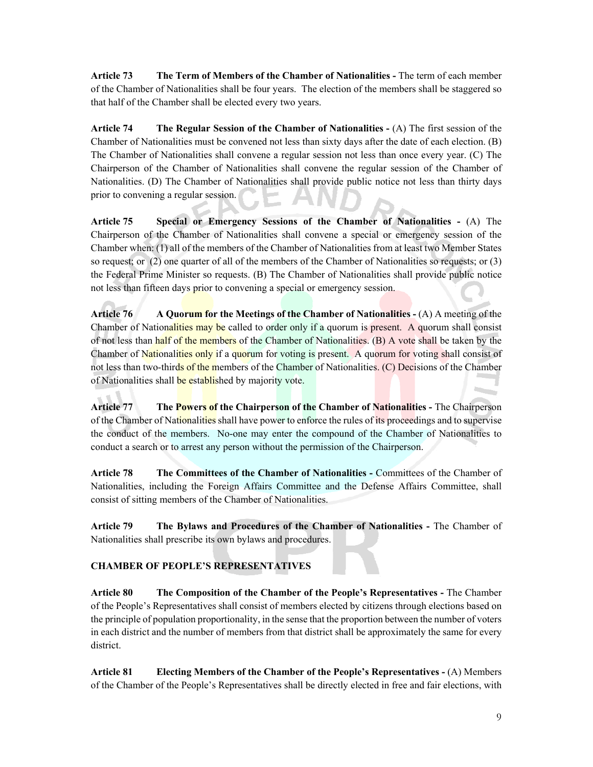**Article 73 The Term of Members of the Chamber of Nationalities -** The term of each member of the Chamber of Nationalities shall be four years. The election of the members shall be staggered so that half of the Chamber shall be elected every two years.

**Article 74 The Regular Session of the Chamber of Nationalities -** (A) The first session of the Chamber of Nationalities must be convened not less than sixty days after the date of each election. (B) The Chamber of Nationalities shall convene a regular session not less than once every year. (C) The Chairperson of the Chamber of Nationalities shall convene the regular session of the Chamber of Nationalities. (D) The Chamber of Nationalities shall provide public notice not less than thirty days prior to convening a regular session.

**Article 75 Special or Emergency Sessions of the Chamber of Nationalities -** (A) The Chairperson of the Chamber of Nationalities shall convene a special or emergency session of the Chamber when: (1) all of the members of the Chamber of Nationalities from at least two Member States so request; or (2) one quarter of all of the members of the Chamber of Nationalities so requests; or (3) the Federal Prime Minister so requests. (B) The Chamber of Nationalities shall provide public notice not less than fifteen days prior to convening a special or emergency session.

**Article 76 A Quorum for the Meetings of the Chamber of Nationalities -** (A) A meeting of the Chamber of Nationalities may be called to order only if a quorum is present. A quorum shall consist of not less than half of the members of the Chamber of Nationalities. (B) A vote shall be taken by the Chamber of Nationalities only if a quorum for voting is present. A quorum for voting shall consist of not less than two-thirds of the members of the Chamber of Nationalities. (C) Decisions of the Chamber of Nationalities shall be established by majority vote.

**Article 77 The Powers of the Chairperson of the Chamber of Nationalities -** The Chairperson of the Chamber of Nationalities shall have power to enforce the rules of its proceedings and to supervise the conduct of the members. No-one may enter the compound of the Chamber of Nationalities to conduct a search or to arrest any person without the permission of the Chairperson.

**Article 78 The Committees of the Chamber of Nationalities -** Committees of the Chamber of Nationalities, including the Foreign Affairs Committee and the Defense Affairs Committee, shall consist of sitting members of the Chamber of Nationalities.

**Article 79 The Bylaws and Procedures of the Chamber of Nationalities -** The Chamber of Nationalities shall prescribe its own bylaws and procedures.

**CHAMBER OF PEOPLE'S REPRESENTATIVES**

**Article 80 The Composition of the Chamber of the People's Representatives -** The Chamber of the People's Representatives shall consist of members elected by citizens through elections based on the principle of population proportionality, in the sense that the proportion between the number of voters in each district and the number of members from that district shall be approximately the same for every district.

**Article 81 Electing Members of the Chamber of the People's Representatives -** (A) Members of the Chamber of the People's Representatives shall be directly elected in free and fair elections, with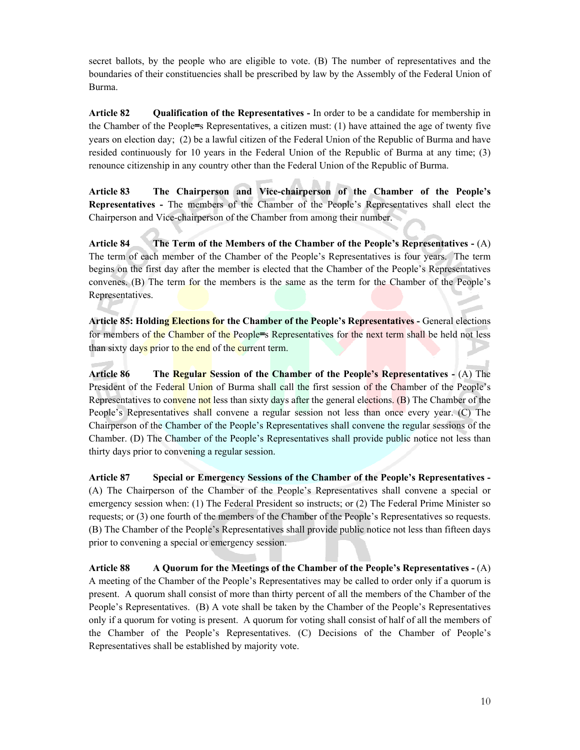secret ballots, by the people who are eligible to vote. (B) The number of representatives and the boundaries of their constituencies shall be prescribed by law by the Assembly of the Federal Union of Burma.

**Article 82 Qualification of the Representatives -** In order to be a candidate for membership in the Chamber of the People=s Representatives, a citizen must: (1) have attained the age of twenty five years on election day; (2) be a lawful citizen of the Federal Union of the Republic of Burma and have resided continuously for 10 years in the Federal Union of the Republic of Burma at any time; (3) renounce citizenship in any country other than the Federal Union of the Republic of Burma.

**Article 83 The Chairperson and Vice-chairperson of the Chamber of the People's Representatives -** The members of the Chamber of the People's Representatives shall elect the Chairperson and Vice-chairperson of the Chamber from among their number.

**Article 84 The Term of the Members of the Chamber of the People's Representatives -** (A) The term of each member of the Chamber of the People's Representatives is four years. The term begins on the first day after the member is elected that the Chamber of the People's Representatives convenes. (B) The term for the members is the same as the term for the Chamber of the People's Representatives.

**Article 85: Holding Elections for the Chamber of the People's Representatives -** General elections for members of the Chamber of the People=s Representatives for the next term shall be held not less than sixty days prior to the end of the current term.

**Article 86 The Regular Session of the Chamber of the People's Representatives -** (A) The President of the Federal Union of Burma shall call the first session of the Chamber of the People's Representatives to convene not less than sixty days after the general elections. (B) The Chamber of the People's Representatives shall convene a regular session not less than once every year. (C) The Chairperson of the Chamber of the People's Representatives shall convene the regular sessions of the Chamber. (D) The Chamber of the People's Representatives shall provide public notice not less than thirty days prior to convening a regular session.

**Article 87 Special or Emergency Sessions of the Chamber of the People's Representatives -** (A) The Chairperson of the Chamber of the People's Representatives shall convene a special or emergency session when: (1) The Federal President so instructs; or (2) The Federal Prime Minister so requests; or (3) one fourth of the members of the Chamber of the People's Representatives so requests. (B) The Chamber of the People's Representatives shall provide public notice not less than fifteen days prior to convening a special or emergency session.

**Article 88 A Quorum for the Meetings of the Chamber of the People's Representatives -** (A) A meeting of the Chamber of the People's Representatives may be called to order only if a quorum is present. A quorum shall consist of more than thirty percent of all the members of the Chamber of the People's Representatives. (B) A vote shall be taken by the Chamber of the People's Representatives only if a quorum for voting is present. A quorum for voting shall consist of half of all the members of the Chamber of the People's Representatives. (C) Decisions of the Chamber of People's Representatives shall be established by majority vote.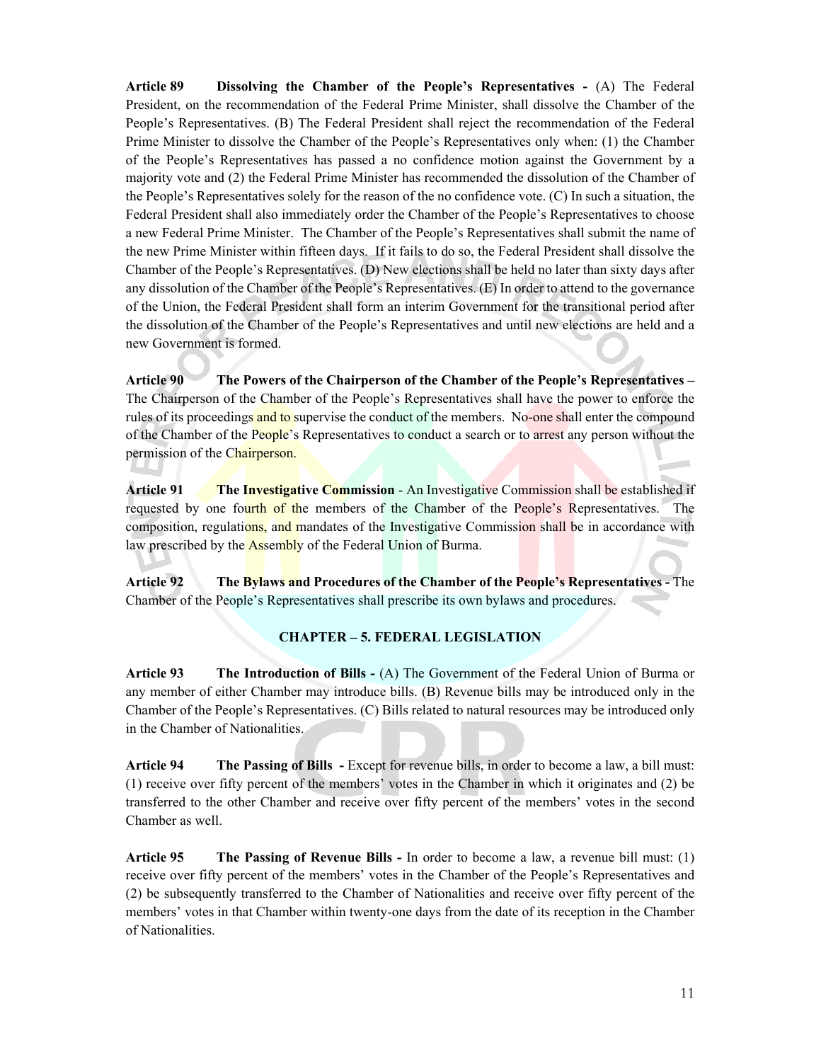**Article 89 Dissolving the Chamber of the People's Representatives -** (A) The Federal President, on the recommendation of the Federal Prime Minister, shall dissolve the Chamber of the People's Representatives. (B) The Federal President shall reject the recommendation of the Federal Prime Minister to dissolve the Chamber of the People's Representatives only when: (1) the Chamber of the People's Representatives has passed a no confidence motion against the Government by a majority vote and (2) the Federal Prime Minister has recommended the dissolution of the Chamber of the People's Representatives solely for the reason of the no confidence vote. (C) In such a situation, the Federal President shall also immediately order the Chamber of the People's Representatives to choose a new Federal Prime Minister. The Chamber of the People's Representatives shall submit the name of the new Prime Minister within fifteen days. If it fails to do so, the Federal President shall dissolve the Chamber of the People's Representatives. (D) New elections shall be held no later than sixty days after any dissolution of the Chamber of the People's Representatives. (E) In order to attend to the governance of the Union, the Federal President shall form an interim Government for the transitional period after the dissolution of the Chamber of the People's Representatives and until new elections are held and a new Government is formed.

**Article 90 The Powers of the Chairperson of the Chamber of the People's Representatives –** The Chairperson of the Chamber of the People's Representatives shall have the power to enforce the rules of its proceedings and to supervise the conduct of the members. No-one shall enter the compound of the Chamber of the People's Representatives to conduct a search or to arrest any person without the permission of the Chairperson.

**Article 91 The Investigative Commission** - An Investigative Commission shall be established if requested by one fourth of the members of the Chamber of the People's Representatives. The composition, regulations, and mandates of the Investigative Commission shall be in accordance with law prescribed by the Assembly of the Federal Union of Burma.

**Article 92 The Bylaws and Procedures of the Chamber of the People's Representatives -** The Chamber of the People's Representatives shall prescribe its own bylaws and procedures.

## CHAPTER – 5. FEDERAL LEGISLATION

**Article 93 The Introduction of Bills -** (A) The Government of the Federal Union of Burma or any member of either Chamber may introduce bills. (B) Revenue bills may be introduced only in the Chamber of the People's Representatives. (C) Bills related to natural resources may be introduced only in the Chamber of Nationalities.

**Article 94 The Passing of Bills -** Except for revenue bills, in order to become a law, a bill must: (1) receive over fifty percent of the members' votes in the Chamber in which it originates and (2) be transferred to the other Chamber and receive over fifty percent of the members' votes in the second Chamber as well.

**Article 95 The Passing of Revenue Bills -** In order to become a law, a revenue bill must: (1) receive over fifty percent of the members' votes in the Chamber of the People's Representatives and (2) be subsequently transferred to the Chamber of Nationalities and receive over fifty percent of the members' votes in that Chamber within twenty-one days from the date of its reception in the Chamber of Nationalities.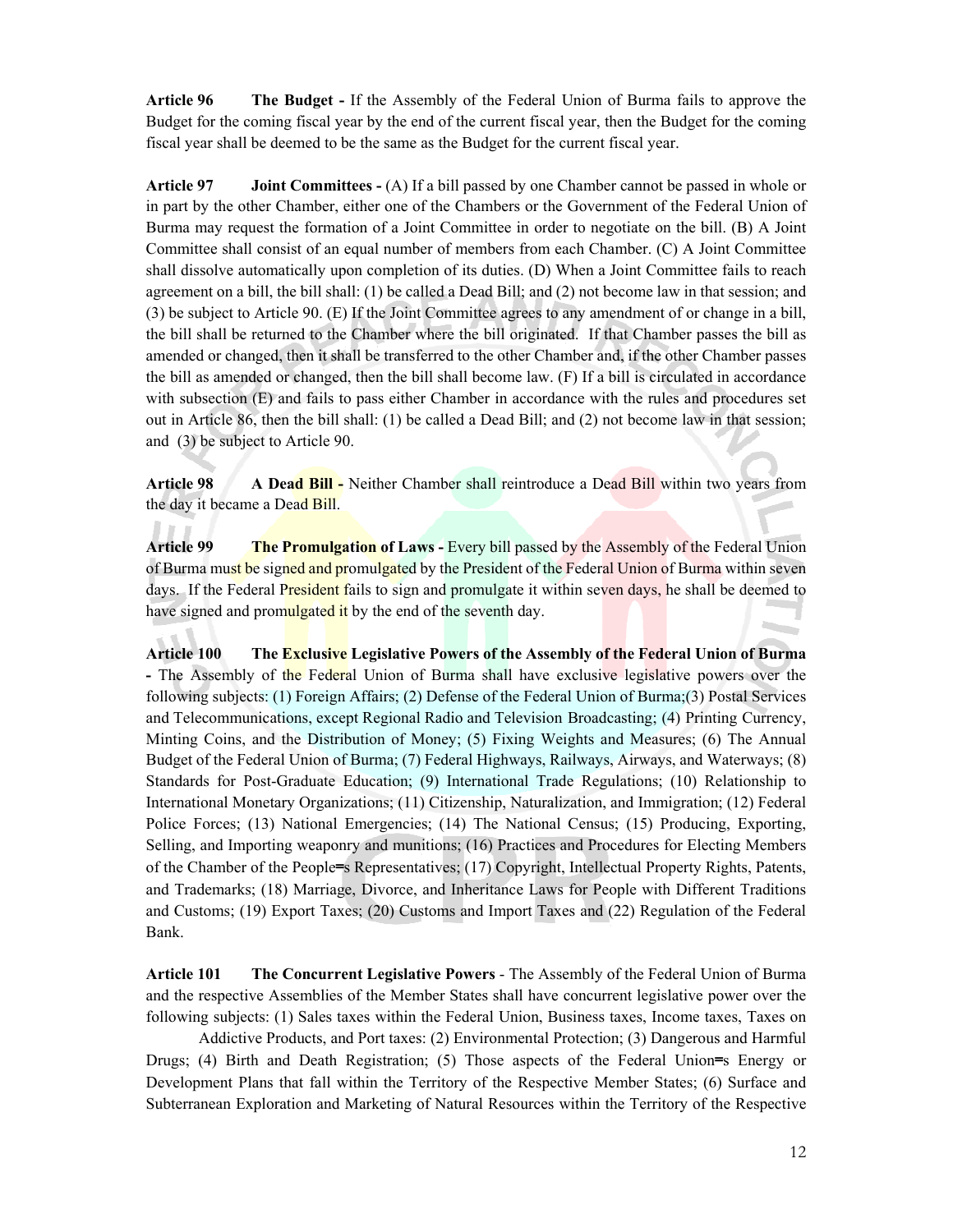**Article 96 The Budget -** If the Assembly of the Federal Union of Burma fails to approve the Budget for the coming fiscal year by the end of the current fiscal year, then the Budget for the coming fiscal year shall be deemed to be the same as the Budget for the current fiscal year.

**Article 97 Joint Committees -** (A) If a bill passed by one Chamber cannot be passed in whole or in part by the other Chamber, either one of the Chambers or the Government of the Federal Union of Burma may request the formation of a Joint Committee in order to negotiate on the bill. (B) A Joint Committee shall consist of an equal number of members from each Chamber. (C) A Joint Committee shall dissolve automatically upon completion of its duties. (D) When a Joint Committee fails to reach agreement on a bill, the bill shall: (1) be called a Dead Bill; and (2) not become law in that session; and (3) be subject to Article 90. (E) If the Joint Committee agrees to any amendment of or change in a bill, the bill shall be returned to the Chamber where the bill originated. If that Chamber passes the bill as amended or changed, then it shall be transferred to the other Chamber and, if the other Chamber passes the bill as amended or changed, then the bill shall become law. (F) If a bill is circulated in accordance with subsection (E) and fails to pass either Chamber in accordance with the rules and procedures set out in Article 86, then the bill shall: (1) be called a Dead Bill; and (2) not become law in that session; and (3) be subject to Article 90.

**Article 98 A Dead Bill -** Neither Chamber shall reintroduce a Dead Bill within two years from the day it became a Dead Bill.

**Article 99 The Promulgation of Laws -** Every bill passed by the Assembly of the Federal Union of Burma must be signed and promulgated by the President of the Federal Union of Burma within seven days. If the Federal President fails to sign and promulgate it within seven days, he shall be deemed to have signed and promulgated it by the end of the seventh day.

**Article 100 The Exclusive Legislative Powers of the Assembly of the Federal Union of Burma -** The Assembly of the Federal Union of Burma shall have exclusive legislative powers over the following subjects: (1) Foreign Affairs; (2) Defense of the Federal Union of Burma;(3) Postal Services and Telecommunications, except Regional Radio and Television Broadcasting; (4) Printing Currency, Minting Coins, and the Distribution of Money; (5) Fixing Weights and Measures; (6) The Annual Budget of the Federal Union of Burma; (7) Federal Highways, Railways, Airways, and Waterways; (8) Standards for Post-Graduate Education; (9) International Trade Regulations; (10) Relationship to International Monetary Organizations; (11) Citizenship, Naturalization, and Immigration; (12) Federal Police Forces; (13) National Emergencies; (14) The National Census; (15) Producing, Exporting, Selling, and Importing weaponry and munitions; (16) Practices and Procedures for Electing Members of the Chamber of the People=s Representatives; (17) Copyright, Intellectual Property Rights, Patents, and Trademarks; (18) Marriage, Divorce, and Inheritance Laws for People with Different Traditions and Customs; (19) Export Taxes; (20) Customs and Import Taxes and (22) Regulation of the Federal Bank.

**Article 101 The Concurrent Legislative Powers** - The Assembly of the Federal Union of Burma and the respective Assemblies of the Member States shall have concurrent legislative power over the following subjects: (1) Sales taxes within the Federal Union, Business taxes, Income taxes, Taxes on Addictive Products, and Port taxes: (2) Environmental Protection; (3) Dangerous and Harmful Drugs; (4) Birth and Death Registration; (5) Those aspects of the Federal Union=s Energy or Development Plans that fall within the Territory of the Respective Member States; (6) Surface and Subterranean Exploration and Marketing of Natural Resources within the Territory of the Respective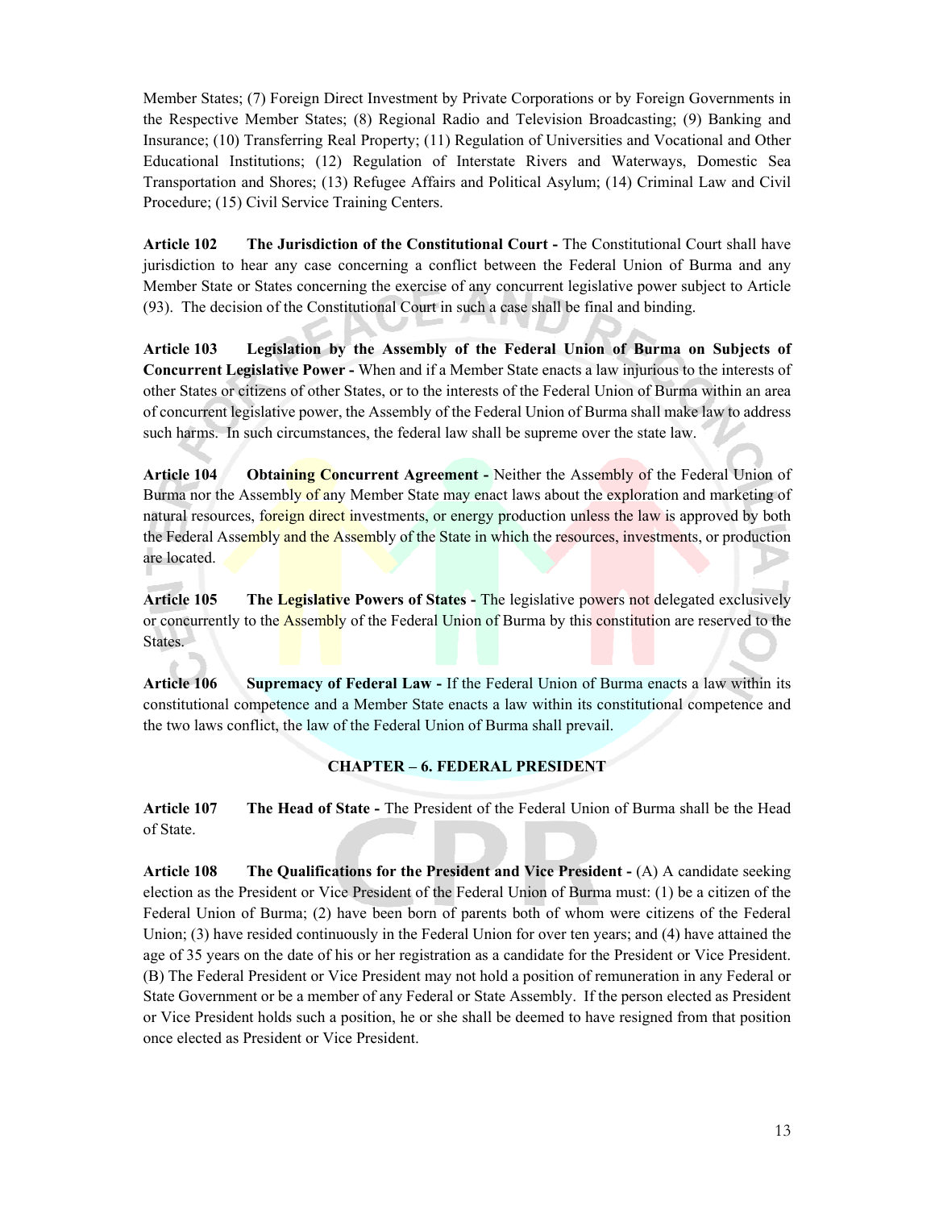Member States; (7) Foreign Direct Investment by Private Corporations or by Foreign Governments in the Respective Member States; (8) Regional Radio and Television Broadcasting; (9) Banking and Insurance; (10) Transferring Real Property; (11) Regulation of Universities and Vocational and Other Educational Institutions; (12) Regulation of Interstate Rivers and Waterways, Domestic Sea Transportation and Shores; (13) Refugee Affairs and Political Asylum; (14) Criminal Law and Civil Procedure; (15) Civil Service Training Centers.

**Article 102 The Jurisdiction of the Constitutional Court -** The Constitutional Court shall have jurisdiction to hear any case concerning a conflict between the Federal Union of Burma and any Member State or States concerning the exercise of any concurrent legislative power subject to Article (93). The decision of the Constitutional Court in such a case shall be final and binding.

**Article 103 Legislation by the Assembly of the Federal Union of Burma on Subjects of Concurrent Legislative Power -** When and if a Member State enacts a law injurious to the interests of other States or citizens of other States, or to the interests of the Federal Union of Burma within an area of concurrent legislative power, the Assembly of the Federal Union of Burma shall make law to address such harms. In such circumstances, the federal law shall be supreme over the state law.

**Article 104 Obtaining Concurrent Agreement -** Neither the Assembly of the Federal Union of Burma nor the Assembly of any Member State may enact laws about the exploration and marketing of natural resources, foreign direct investments, or energy production unless the law is approved by both the Federal Assembly and the Assembly of the State in which the resources, investments, or production are located.

**Article 105 The Legislative Powers of States -** The legislative powers not delegated exclusively or concurrently to the Assembly of the Federal Union of Burma by this constitution are reserved to the States.

**Article 106 Supremacy of Federal Law -** If the Federal Union of Burma enacts a law within its constitutional competence and a Member State enacts a law within its constitutional competence and the two laws conflict, the law of the Federal Union of Burma shall prevail.

## CHAPTER – 6. FEDERAL PRESIDENT

**Article 107 The Head of State -** The President of the Federal Union of Burma shall be the Head of State.

**Article 108 The Qualifications for the President and Vice President -** (A) A candidate seeking election as the President or Vice President of the Federal Union of Burma must: (1) be a citizen of the Federal Union of Burma; (2) have been born of parents both of whom were citizens of the Federal Union; (3) have resided continuously in the Federal Union for over ten years; and (4) have attained the age of 35 years on the date of his or her registration as a candidate for the President or Vice President. (B) The Federal President or Vice President may not hold a position of remuneration in any Federal or State Government or be a member of any Federal or State Assembly. If the person elected as President or Vice President holds such a position, he or she shall be deemed to have resigned from that position once elected as President or Vice President.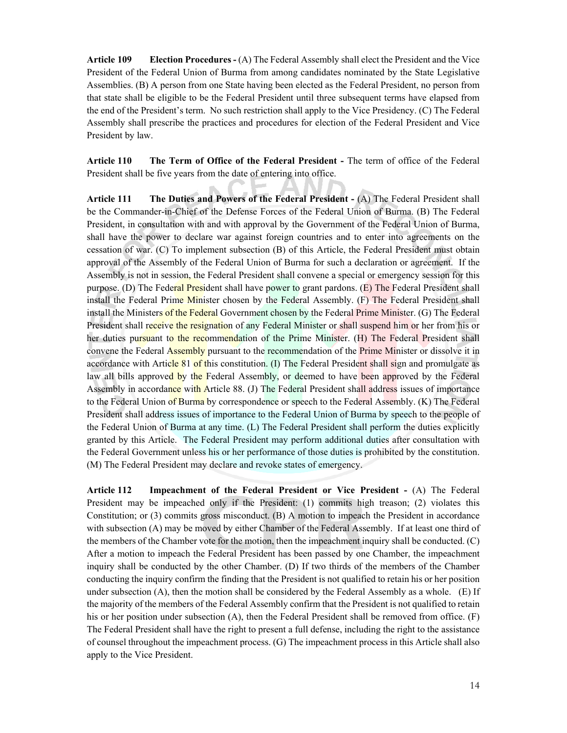**Article 109 Election Procedures -** (A) The Federal Assembly shall elect the President and the Vice President of the Federal Union of Burma from among candidates nominated by the State Legislative Assemblies. (B) A person from one State having been elected as the Federal President, no person from that state shall be eligible to be the Federal President until three subsequent terms have elapsed from the end of the President's term. No such restriction shall apply to the Vice Presidency. (C) The Federal Assembly shall prescribe the practices and procedures for election of the Federal President and Vice President by law.

**Article 110 The Term of Office of the Federal President -** The term of office of the Federal President shall be five years from the date of entering into office.

**Article 111 The Duties and Powers of the Federal President -** (A) The Federal President shall be the Commander-in-Chief of the Defense Forces of the Federal Union of Burma. (B) The Federal President, in consultation with and with approval by the Government of the Federal Union of Burma, shall have the power to declare war against foreign countries and to enter into agreements on the cessation of war. (C) To implement subsection (B) of this Article, the Federal President must obtain approval of the Assembly of the Federal Union of Burma for such a declaration or agreement. If the Assembly is not in session, the Federal President shall convene a special or emergency session for this purpose. (D) The Federal President shall have power to grant pardons. (E) The Federal President shall install the Federal Prime Minister chosen by the Federal Assembly. (F) The Federal President shall install the Ministers of the Federal Government chosen by the Federal Prime Minister. (G) The Federal President shall receive the resignation of any Federal Minister or shall suspend him or her from his or her duties pursuant to the recommendation of the Prime Minister. (H) The Federal President shall convene the Federal Assembly pursuant to the recommendation of the Prime Minister or dissolve it in accordance with Article 81 of this constitution. (I) The Federal President shall sign and promulgate as law all bills approved by the Federal Assembly, or deemed to have been approved by the Federal Assembly in accordance with Article 88. (J) The Federal President shall address issues of importance to the Federal Union of Burma by correspondence or speech to the Federal Assembly. (K) The Federal President shall address issues of importance to the Federal Union of Burma by speech to the people of the Federal Union of Burma at any time. (L) The Federal President shall perform the duties explicitly granted by this Article. The Federal President may perform additional duties after consultation with the Federal Government unless his or her performance of those duties is prohibited by the constitution. (M) The Federal President may declare and revoke states of emergency.

**Article 112 Impeachment of the Federal President or Vice President -** (A) The Federal President may be impeached only if the President: (1) commits high treason; (2) violates this Constitution; or (3) commits gross misconduct. (B) A motion to impeach the President in accordance with subsection (A) may be moved by either Chamber of the Federal Assembly. If at least one third of the members of the Chamber vote for the motion, then the impeachment inquiry shall be conducted. (C) After a motion to impeach the Federal President has been passed by one Chamber, the impeachment inquiry shall be conducted by the other Chamber. (D) If two thirds of the members of the Chamber conducting the inquiry confirm the finding that the President is not qualified to retain his or her position under subsection (A), then the motion shall be considered by the Federal Assembly as a whole. (E) If the majority of the members of the Federal Assembly confirm that the President is not qualified to retain his or her position under subsection (A), then the Federal President shall be removed from office. (F) The Federal President shall have the right to present a full defense, including the right to the assistance of counsel throughout the impeachment process. (G) The impeachment process in this Article shall also apply to the Vice President.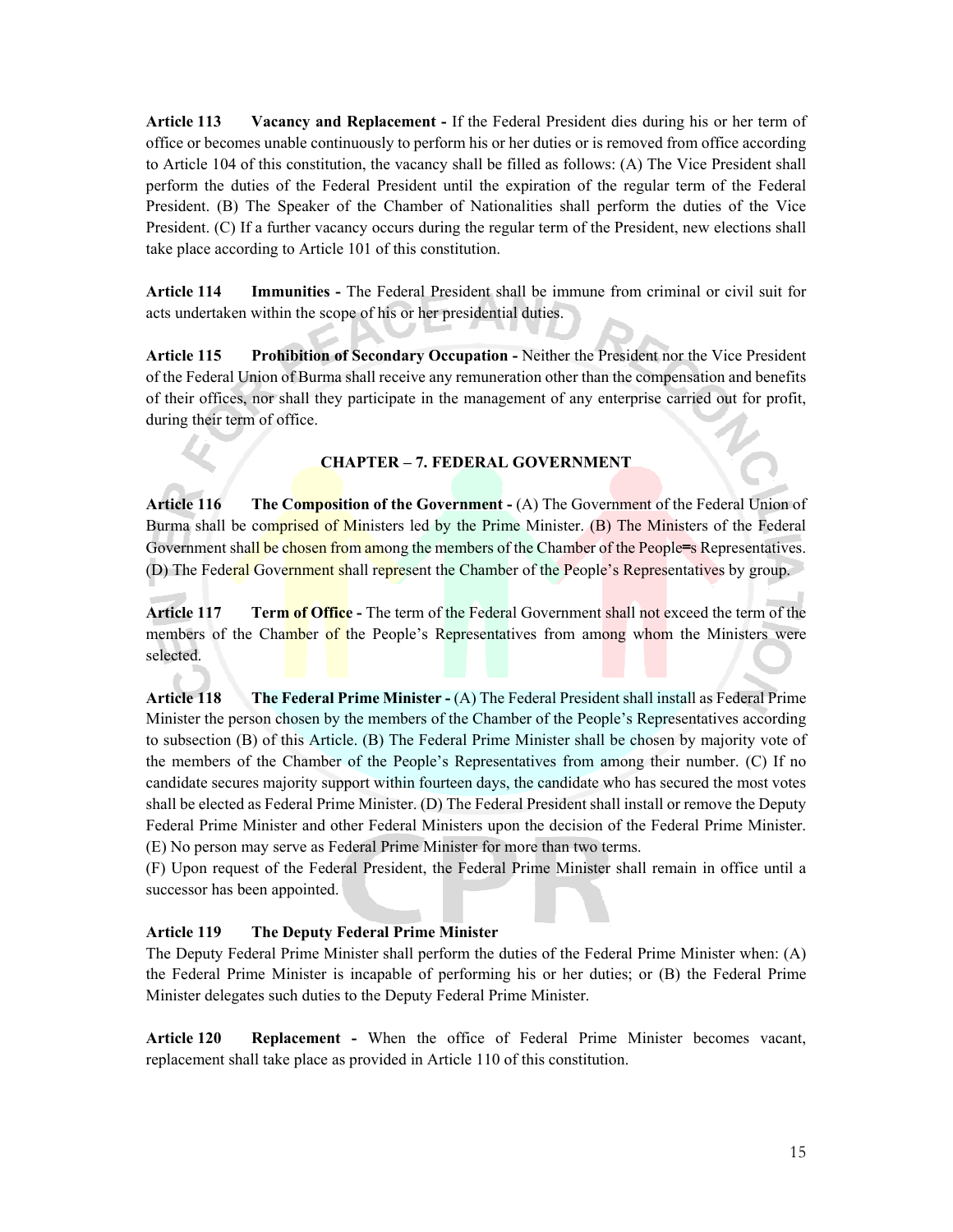**Article 113 Vacancy and Replacement -** If the Federal President dies during his or her term of office or becomes unable continuously to perform his or her duties or is removed from office according to Article 104 of this constitution, the vacancy shall be filled as follows: (A) The Vice President shall perform the duties of the Federal President until the expiration of the regular term of the Federal President. (B) The Speaker of the Chamber of Nationalities shall perform the duties of the Vice President. (C) If a further vacancy occurs during the regular term of the President, new elections shall take place according to Article 101 of this constitution.

**Article 114 Immunities -** The Federal President shall be immune from criminal or civil suit for acts undertaken within the scope of his or her presidential duties.

**Article 115 Prohibition of Secondary Occupation -** Neither the President nor the Vice President of the Federal Union of Burma shall receive any remuneration other than the compensation and benefits of their offices, nor shall they participate in the management of any enterprise carried out for profit, during their term of office.

## CHAPTER – 7. FEDERAL GOVERNMENT

**Article 116 The Composition of the Government -** (A) The Government of the Federal Union of Burma shall be comprised of Ministers led by the Prime Minister. (B) The Ministers of the Federal Government shall be chosen from among the members of the Chamber of the People=s Representatives. (D) The Federal Government shall represent the Chamber of the People's Representatives by group.

**Article 117 Term of Office -** The term of the Federal Government shall not exceed the term of the members of the Chamber of the People's Representatives from among whom the Ministers were selected.

**Article 118 The Federal Prime Minister -** (A) The Federal President shall install as Federal Prime Minister the person chosen by the members of the Chamber of the People's Representatives according to subsection (B) of this Article. (B) The Federal Prime Minister shall be chosen by majority vote of the members of the Chamber of the People's Representatives from among their number. (C) If no candidate secures majority support within fourteen days, the candidate who has secured the most votes shall be elected as Federal Prime Minister. (D) The Federal President shall install or remove the Deputy Federal Prime Minister and other Federal Ministers upon the decision of the Federal Prime Minister. (E) No person may serve as Federal Prime Minister for more than two terms.
(F) Upon request of the Federal President, the Federal Prime Minister shall remain in office until a successor has been appointed.

**Article 119 The Deputy Federal Prime Minister**
The Deputy Federal Prime Minister shall perform the duties of the Federal Prime Minister when: (A) the Federal Prime Minister is incapable of performing his or her duties; or (B) the Federal Prime Minister delegates such duties to the Deputy Federal Prime Minister.

**Article 120 Replacement -** When the office of Federal Prime Minister becomes vacant, replacement shall take place as provided in Article 110 of this constitution.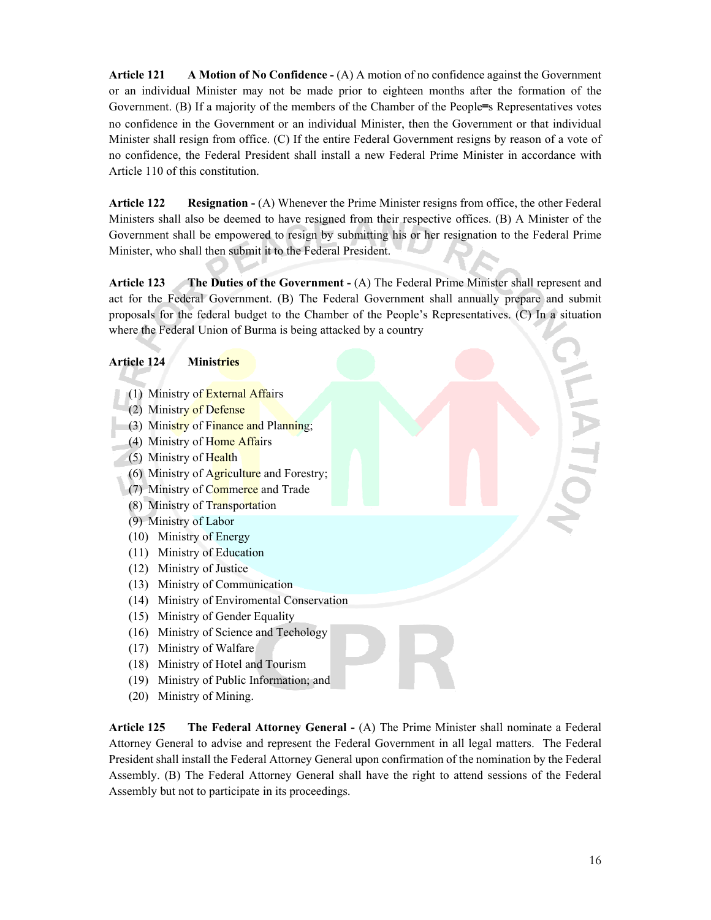**Article 121 A Motion of No Confidence -** (A) A motion of no confidence against the Government or an individual Minister may not be made prior to eighteen months after the formation of the Government. (B) If a majority of the members of the Chamber of the People=s Representatives votes no confidence in the Government or an individual Minister, then the Government or that individual Minister shall resign from office. (C) If the entire Federal Government resigns by reason of a vote of no confidence, the Federal President shall install a new Federal Prime Minister in accordance with Article 110 of this constitution.

**Article 122 Resignation -** (A) Whenever the Prime Minister resigns from office, the other Federal Ministers shall also be deemed to have resigned from their respective offices. (B) A Minister of the Government shall be empowered to resign by submitting his or her resignation to the Federal Prime Minister, who shall then submit it to the Federal President.

**Article 123 The Duties of the Government -** (A) The Federal Prime Minister shall represent and act for the Federal Government. (B) The Federal Government shall annually prepare and submit proposals for the federal budget to the Chamber of the People's Representatives. (C) In a situation where the Federal Union of Burma is being attacked by a country

**Article 124 Ministries**

(1) Ministry of External Affairs
(2) Ministry of Defense
(3) Ministry of Finance and Planning;
(4) Ministry of Home Affairs
(5) Ministry of Health
(6) Ministry of Agriculture and Forestry;
(7) Ministry of Commerce and Trade
(8) Ministry of Transportation
(9) Ministry of Labor
(10) Ministry of Energy
(11) Ministry of Education
(12) Ministry of Justice
(13) Ministry of Communication
(14) Ministry of Enviromental Conservation
(15) Ministry of Gender Equality
(16) Ministry of Science and Techology
(17) Ministry of Walfare
(18) Ministry of Hotel and Tourism
(19) Ministry of Public Information; and
(20) Ministry of Mining.

**Article 125 The Federal Attorney General -** (A) The Prime Minister shall nominate a Federal Attorney General to advise and represent the Federal Government in all legal matters. The Federal President shall install the Federal Attorney General upon confirmation of the nomination by the Federal Assembly. (B) The Federal Attorney General shall have the right to attend sessions of the Federal Assembly but not to participate in its proceedings.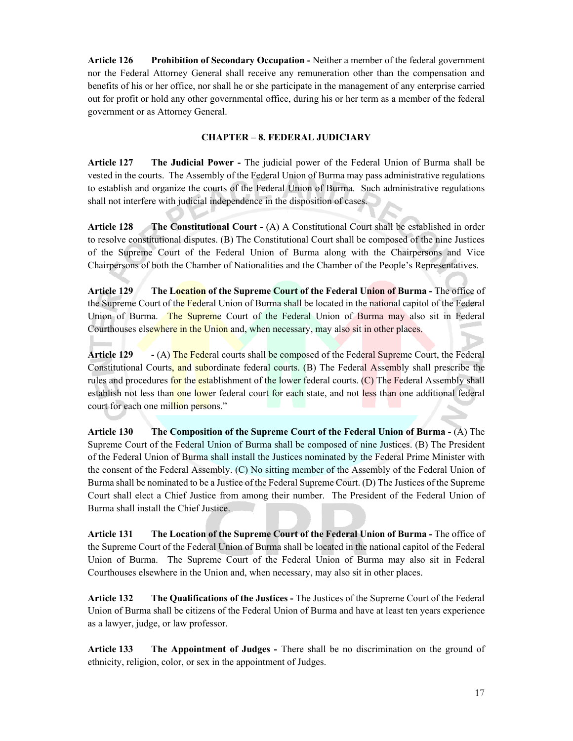**Article 126 Prohibition of Secondary Occupation -** Neither a member of the federal government nor the Federal Attorney General shall receive any remuneration other than the compensation and benefits of his or her office, nor shall he or she participate in the management of any enterprise carried out for profit or hold any other governmental office, during his or her term as a member of the federal government or as Attorney General.

## CHAPTER – 8. FEDERAL JUDICIARY

**Article 127 The Judicial Power -** The judicial power of the Federal Union of Burma shall be vested in the courts. The Assembly of the Federal Union of Burma may pass administrative regulations to establish and organize the courts of the Federal Union of Burma. Such administrative regulations shall not interfere with judicial independence in the disposition of cases.

**Article 128 The Constitutional Court -** (A) A Constitutional Court shall be established in order to resolve constitutional disputes. (B) The Constitutional Court shall be composed of the nine Justices of the Supreme Court of the Federal Union of Burma along with the Chairpersons and Vice Chairpersons of both the Chamber of Nationalities and the Chamber of the People's Representatives.

**Article 129 The Location of the Supreme Court of the Federal Union of Burma -** The office of the Supreme Court of the Federal Union of Burma shall be located in the national capitol of the Federal Union of Burma. The Supreme Court of the Federal Union of Burma may also sit in Federal Courthouses elsewhere in the Union and, when necessary, may also sit in other places.

**Article 129 -** (A) The Federal courts shall be composed of the Federal Supreme Court, the Federal Constitutional Courts, and subordinate federal courts. (B) The Federal Assembly shall prescribe the rules and procedures for the establishment of the lower federal courts. (C) The Federal Assembly shall establish not less than one lower federal court for each state, and not less than one additional federal court for each one million persons."

**Article 130 The Composition of the Supreme Court of the Federal Union of Burma -** (A) The Supreme Court of the Federal Union of Burma shall be composed of nine Justices. (B) The President of the Federal Union of Burma shall install the Justices nominated by the Federal Prime Minister with the consent of the Federal Assembly. (C) No sitting member of the Assembly of the Federal Union of Burma shall be nominated to be a Justice of the Federal Supreme Court. (D) The Justices of the Supreme Court shall elect a Chief Justice from among their number. The President of the Federal Union of Burma shall install the Chief Justice.

**Article 131 The Location of the Supreme Court of the Federal Union of Burma -** The office of the Supreme Court of the Federal Union of Burma shall be located in the national capitol of the Federal Union of Burma. The Supreme Court of the Federal Union of Burma may also sit in Federal Courthouses elsewhere in the Union and, when necessary, may also sit in other places.

**Article 132 The Qualifications of the Justices -** The Justices of the Supreme Court of the Federal Union of Burma shall be citizens of the Federal Union of Burma and have at least ten years experience as a lawyer, judge, or law professor.

**Article 133 The Appointment of Judges -** There shall be no discrimination on the ground of ethnicity, religion, color, or sex in the appointment of Judges.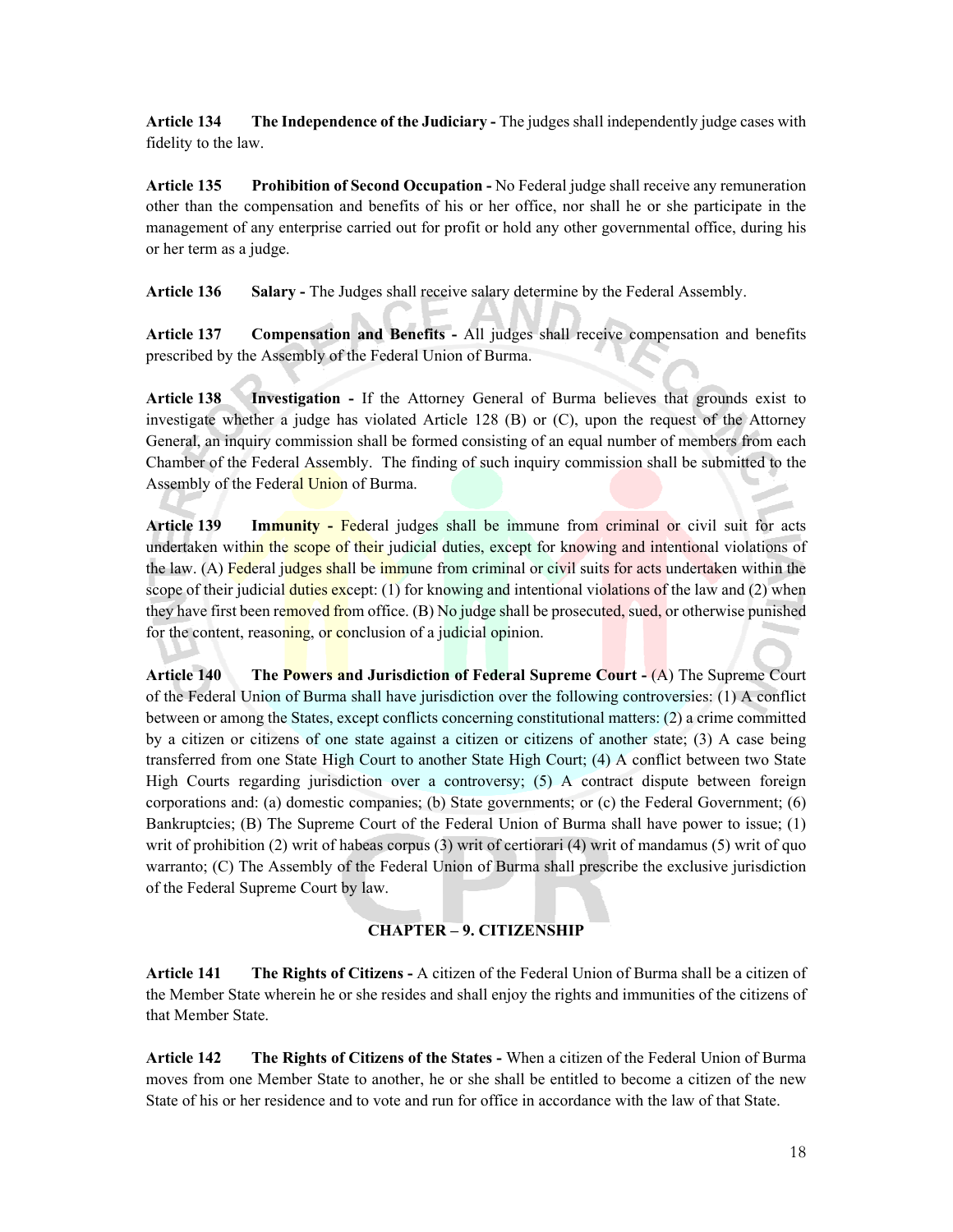**Article 134 The Independence of the Judiciary -** The judges shall independently judge cases with fidelity to the law.

**Article 135 Prohibition of Second Occupation -** No Federal judge shall receive any remuneration other than the compensation and benefits of his or her office, nor shall he or she participate in the management of any enterprise carried out for profit or hold any other governmental office, during his or her term as a judge.

**Article 136 Salary -** The Judges shall receive salary determine by the Federal Assembly.

**Article 137 Compensation and Benefits -** All judges shall receive compensation and benefits prescribed by the Assembly of the Federal Union of Burma.

**Article 138 Investigation -** If the Attorney General of Burma believes that grounds exist to investigate whether a judge has violated Article 128 (B) or (C), upon the request of the Attorney General, an inquiry commission shall be formed consisting of an equal number of members from each Chamber of the Federal Assembly. The finding of such inquiry commission shall be submitted to the Assembly of the Federal Union of Burma.

**Article 139 Immunity -** Federal judges shall be immune from criminal or civil suit for acts undertaken within the scope of their judicial duties, except for knowing and intentional violations of the law. (A) Federal judges shall be immune from criminal or civil suits for acts undertaken within the scope of their judicial duties except: (1) for knowing and intentional violations of the law and (2) when they have first been removed from office. (B) No judge shall be prosecuted, sued, or otherwise punished for the content, reasoning, or conclusion of a judicial opinion.

**Article 140 The Powers and Jurisdiction of Federal Supreme Court -** (A) The Supreme Court of the Federal Union of Burma shall have jurisdiction over the following controversies: (1) A conflict between or among the States, except conflicts concerning constitutional matters: (2) a crime committed by a citizen or citizens of one state against a citizen or citizens of another state; (3) A case being transferred from one State High Court to another State High Court; (4) A conflict between two State High Courts regarding jurisdiction over a controversy; (5) A contract dispute between foreign corporations and: (a) domestic companies; (b) State governments; or (c) the Federal Government; (6) Bankruptcies; (B) The Supreme Court of the Federal Union of Burma shall have power to issue; (1) writ of prohibition (2) writ of habeas corpus (3) writ of certiorari (4) writ of mandamus (5) writ of quo warranto; (C) The Assembly of the Federal Union of Burma shall prescribe the exclusive jurisdiction of the Federal Supreme Court by law.

## CHAPTER – 9. CITIZENSHIP

**Article 141 The Rights of Citizens -** A citizen of the Federal Union of Burma shall be a citizen of the Member State wherein he or she resides and shall enjoy the rights and immunities of the citizens of that Member State.

**Article 142 The Rights of Citizens of the States -** When a citizen of the Federal Union of Burma moves from one Member State to another, he or she shall be entitled to become a citizen of the new State of his or her residence and to vote and run for office in accordance with the law of that State.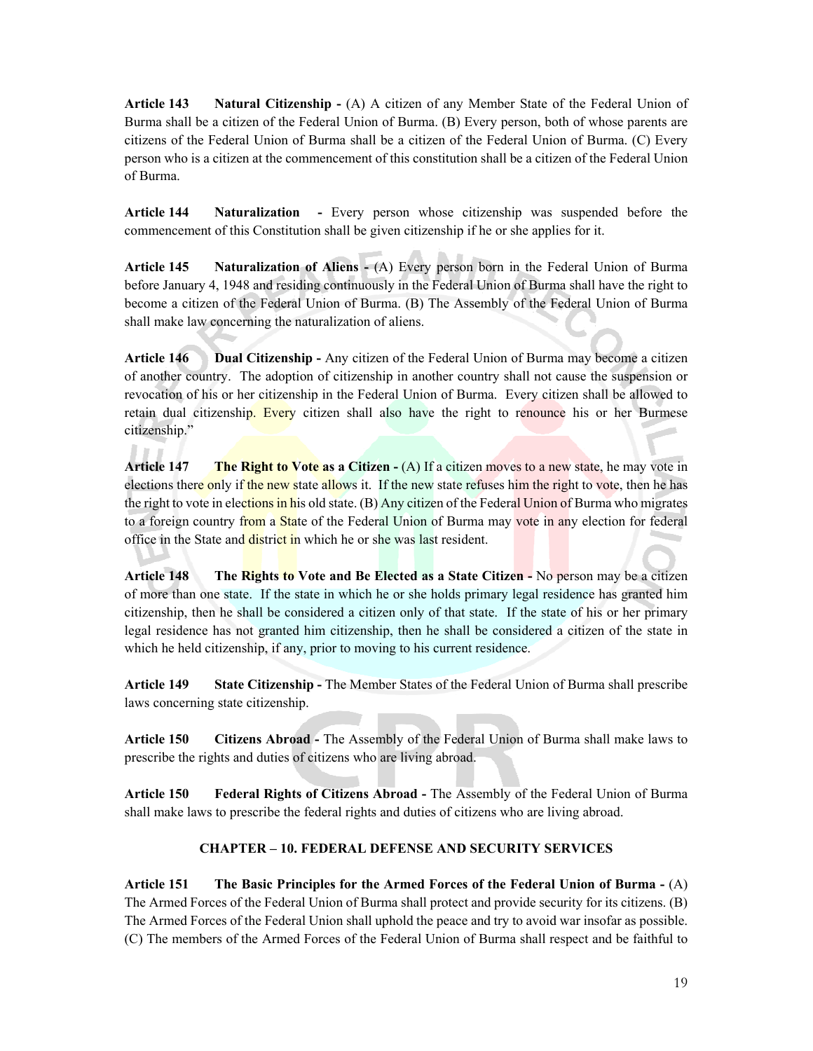**Article 143 Natural Citizenship -** (A) A citizen of any Member State of the Federal Union of Burma shall be a citizen of the Federal Union of Burma. (B) Every person, both of whose parents are citizens of the Federal Union of Burma shall be a citizen of the Federal Union of Burma. (C) Every person who is a citizen at the commencement of this constitution shall be a citizen of the Federal Union of Burma.

**Article 144 Naturalization -** Every person whose citizenship was suspended before the commencement of this Constitution shall be given citizenship if he or she applies for it.

**Article 145 Naturalization of Aliens -** (A) Every person born in the Federal Union of Burma before January 4, 1948 and residing continuously in the Federal Union of Burma shall have the right to become a citizen of the Federal Union of Burma. (B) The Assembly of the Federal Union of Burma shall make law concerning the naturalization of aliens.

**Article 146 Dual Citizenship -** Any citizen of the Federal Union of Burma may become a citizen of another country. The adoption of citizenship in another country shall not cause the suspension or revocation of his or her citizenship in the Federal Union of Burma. Every citizen shall be allowed to retain dual citizenship. Every citizen shall also have the right to renounce his or her Burmese citizenship."

**Article 147 The Right to Vote as a Citizen -** (A) If a citizen moves to a new state, he may vote in elections there only if the new state allows it. If the new state refuses him the right to vote, then he has the right to vote in elections in his old state. (B) Any citizen of the Federal Union of Burma who migrates to a foreign country from a State of the Federal Union of Burma may vote in any election for federal office in the State and district in which he or she was last resident.

**Article 148 The Rights to Vote and Be Elected as a State Citizen -** No person may be a citizen of more than one state. If the state in which he or she holds primary legal residence has granted him citizenship, then he shall be considered a citizen only of that state. If the state of his or her primary legal residence has not granted him citizenship, then he shall be considered a citizen of the state in which he held citizenship, if any, prior to moving to his current residence.

**Article 149 State Citizenship -** The Member States of the Federal Union of Burma shall prescribe laws concerning state citizenship.

**Article 150 Citizens Abroad -** The Assembly of the Federal Union of Burma shall make laws to prescribe the rights and duties of citizens who are living abroad.

**Article 150 Federal Rights of Citizens Abroad -** The Assembly of the Federal Union of Burma shall make laws to prescribe the federal rights and duties of citizens who are living abroad.

## CHAPTER – 10. FEDERAL DEFENSE AND SECURITY SERVICES

**Article 151 The Basic Principles for the Armed Forces of the Federal Union of Burma -** (A) The Armed Forces of the Federal Union of Burma shall protect and provide security for its citizens. (B) The Armed Forces of the Federal Union shall uphold the peace and try to avoid war insofar as possible. (C) The members of the Armed Forces of the Federal Union of Burma shall respect and be faithful to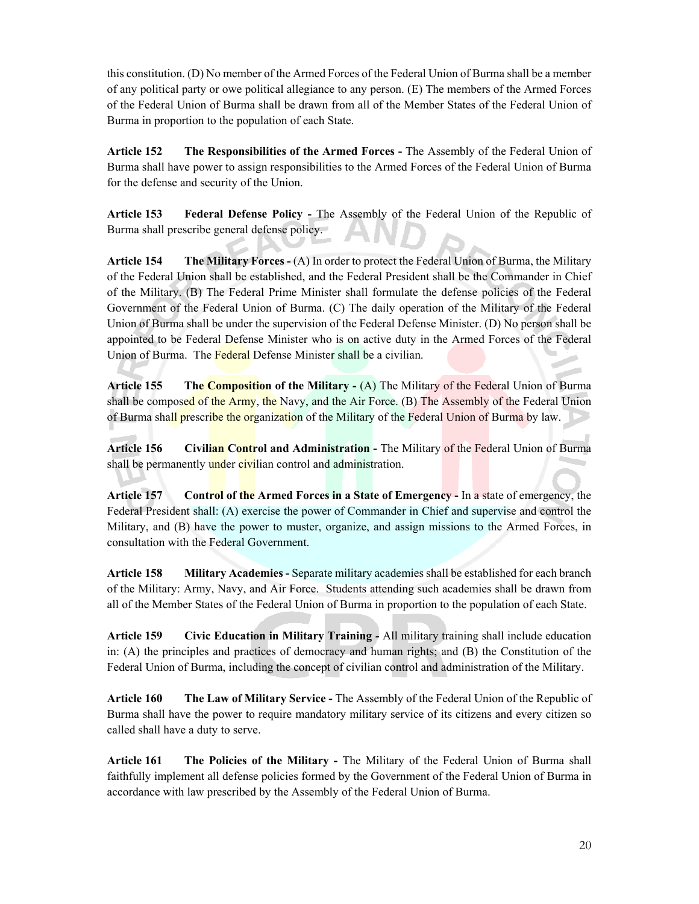this constitution. (D) No member of the Armed Forces of the Federal Union of Burma shall be a member of any political party or owe political allegiance to any person. (E) The members of the Armed Forces of the Federal Union of Burma shall be drawn from all of the Member States of the Federal Union of Burma in proportion to the population of each State.

**Article 152 The Responsibilities of the Armed Forces -** The Assembly of the Federal Union of Burma shall have power to assign responsibilities to the Armed Forces of the Federal Union of Burma for the defense and security of the Union.

**Article 153 Federal Defense Policy -** The Assembly of the Federal Union of the Republic of Burma shall prescribe general defense policy.

**Article 154 The Military Forces -** (A) In order to protect the Federal Union of Burma, the Military of the Federal Union shall be established, and the Federal President shall be the Commander in Chief of the Military. (B) The Federal Prime Minister shall formulate the defense policies of the Federal Government of the Federal Union of Burma. (C) The daily operation of the Military of the Federal Union of Burma shall be under the supervision of the Federal Defense Minister. (D) No person shall be appointed to be Federal Defense Minister who is on active duty in the Armed Forces of the Federal Union of Burma. The Federal Defense Minister shall be a civilian.

**Article 155 The Composition of the Military -** (A) The Military of the Federal Union of Burma shall be composed of the Army, the Navy, and the Air Force. (B) The Assembly of the Federal Union of Burma shall prescribe the organization of the Military of the Federal Union of Burma by law.

**Article 156 Civilian Control and Administration -** The Military of the Federal Union of Burma shall be permanently under civilian control and administration.

**Article 157 Control of the Armed Forces in a State of Emergency -** In a state of emergency, the Federal President shall: (A) exercise the power of Commander in Chief and supervise and control the Military, and (B) have the power to muster, organize, and assign missions to the Armed Forces, in consultation with the Federal Government.

**Article 158 Military Academies -** Separate military academies shall be established for each branch of the Military: Army, Navy, and Air Force. Students attending such academies shall be drawn from all of the Member States of the Federal Union of Burma in proportion to the population of each State.

**Article 159 Civic Education in Military Training -** All military training shall include education in: (A) the principles and practices of democracy and human rights; and (B) the Constitution of the Federal Union of Burma, including the concept of civilian control and administration of the Military.

**Article 160 The Law of Military Service -** The Assembly of the Federal Union of the Republic of Burma shall have the power to require mandatory military service of its citizens and every citizen so called shall have a duty to serve.

**Article 161 The Policies of the Military -** The Military of the Federal Union of Burma shall faithfully implement all defense policies formed by the Government of the Federal Union of Burma in accordance with law prescribed by the Assembly of the Federal Union of Burma.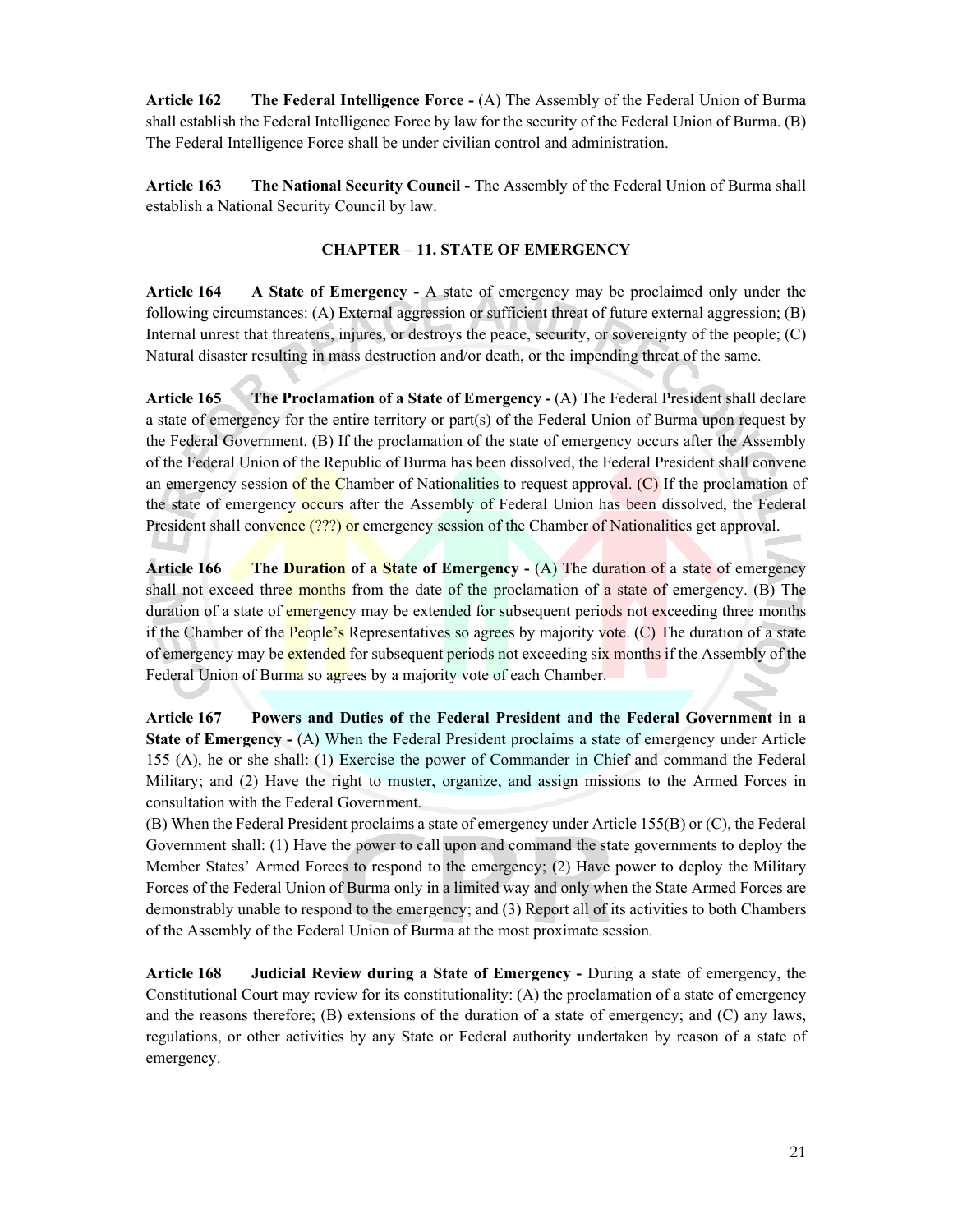**Article 162 The Federal Intelligence Force -** (A) The Assembly of the Federal Union of Burma shall establish the Federal Intelligence Force by law for the security of the Federal Union of Burma. (B) The Federal Intelligence Force shall be under civilian control and administration.

**Article 163 The National Security Council -** The Assembly of the Federal Union of Burma shall establish a National Security Council by law.

## CHAPTER – 11. STATE OF EMERGENCY

**Article 164 A State of Emergency -** A state of emergency may be proclaimed only under the following circumstances: (A) External aggression or sufficient threat of future external aggression; (B) Internal unrest that threatens, injures, or destroys the peace, security, or sovereignty of the people; (C) Natural disaster resulting in mass destruction and/or death, or the impending threat of the same.

**Article 165 The Proclamation of a State of Emergency -** (A) The Federal President shall declare a state of emergency for the entire territory or part(s) of the Federal Union of Burma upon request by the Federal Government. (B) If the proclamation of the state of emergency occurs after the Assembly of the Federal Union of the Republic of Burma has been dissolved, the Federal President shall convene an emergency session of the Chamber of Nationalities to request approval. (C) If the proclamation of the state of emergency occurs after the Assembly of Federal Union has been dissolved, the Federal President shall convence (???) or emergency session of the Chamber of Nationalities get approval.

**Article 166 The Duration of a State of Emergency -** (A) The duration of a state of emergency shall not exceed three months from the date of the proclamation of a state of emergency. (B) The duration of a state of emergency may be extended for subsequent periods not exceeding three months if the Chamber of the People's Representatives so agrees by majority vote. (C) The duration of a state of emergency may be extended for subsequent periods not exceeding six months if the Assembly of the Federal Union of Burma so agrees by a majority vote of each Chamber.

**Article 167 Powers and Duties of the Federal President and the Federal Government in a State of Emergency -** (A) When the Federal President proclaims a state of emergency under Article 155 (A), he or she shall: (1) Exercise the power of Commander in Chief and command the Federal Military; and (2) Have the right to muster, organize, and assign missions to the Armed Forces in consultation with the Federal Government.

(B) When the Federal President proclaims a state of emergency under Article 155(B) or (C), the Federal Government shall: (1) Have the power to call upon and command the state governments to deploy the Member States' Armed Forces to respond to the emergency; (2) Have power to deploy the Military Forces of the Federal Union of Burma only in a limited way and only when the State Armed Forces are demonstrably unable to respond to the emergency; and (3) Report all of its activities to both Chambers of the Assembly of the Federal Union of Burma at the most proximate session.

**Article 168 Judicial Review during a State of Emergency -** During a state of emergency, the Constitutional Court may review for its constitutionality: (A) the proclamation of a state of emergency and the reasons therefore; (B) extensions of the duration of a state of emergency; and (C) any laws, regulations, or other activities by any State or Federal authority undertaken by reason of a state of emergency.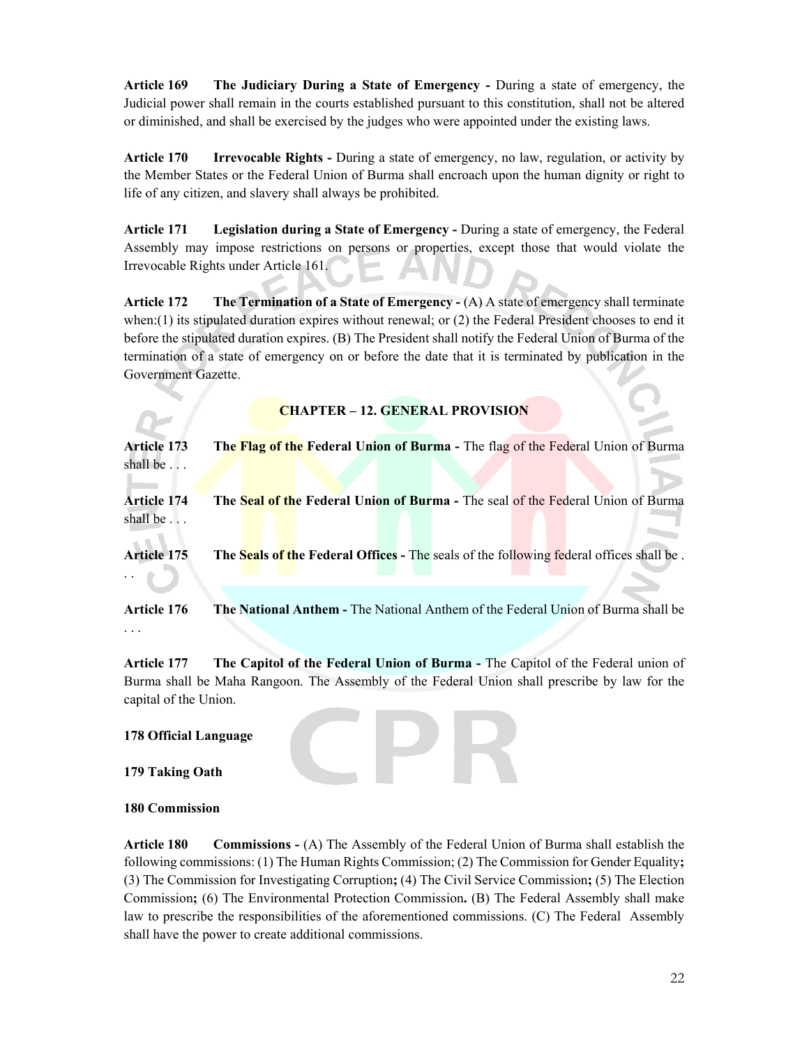**Article 169 The Judiciary During a State of Emergency -** During a state of emergency, the Judicial power shall remain in the courts established pursuant to this constitution, shall not be altered or diminished, and shall be exercised by the judges who were appointed under the existing laws.

**Article 170 Irrevocable Rights -** During a state of emergency, no law, regulation, or activity by the Member States or the Federal Union of Burma shall encroach upon the human dignity or right to life of any citizen, and slavery shall always be prohibited.

**Article 171 Legislation during a State of Emergency -** During a state of emergency, the Federal Assembly may impose restrictions on persons or properties, except those that would violate the Irrevocable Rights under Article 161.

**Article 172 The Termination of a State of Emergency -** (A) A state of emergency shall terminate when:(1) its stipulated duration expires without renewal; or (2) the Federal President chooses to end it before the stipulated duration expires. (B) The President shall notify the Federal Union of Burma of the termination of a state of emergency on or before the date that it is terminated by publication in the Government Gazette.

## CHAPTER – 12. GENERAL PROVISION

**Article 173 The Flag of the Federal Union of Burma -** The flag of the Federal Union of Burma shall be . . .

**Article 174 The Seal of the Federal Union of Burma -** The seal of the Federal Union of Burma shall be . . .

**Article 175 The Seals of the Federal Offices -** The seals of the following federal offices shall be . . .

**Article 176 The National Anthem -** The National Anthem of the Federal Union of Burma shall be . . .

**Article 177 The Capitol of the Federal Union of Burma -** The Capitol of the Federal union of Burma shall be Maha Rangoon. The Assembly of the Federal Union shall prescribe by law for the capital of the Union.

**178 Official Language**

**179 Taking Oath**

**180 Commission**

**Article 180 Commissions -** (A) The Assembly of the Federal Union of Burma shall establish the following commissions: (1) The Human Rights Commission; (2) The Commission for Gender Equality**;** (3) The Commission for Investigating Corruption**;** (4) The Civil Service Commission**;** (5) The Election Commission**;** (6) The Environmental Protection Commission**.** (B) The Federal Assembly shall make law to prescribe the responsibilities of the aforementioned commissions. (C) The Federal Assembly shall have the power to create additional commissions.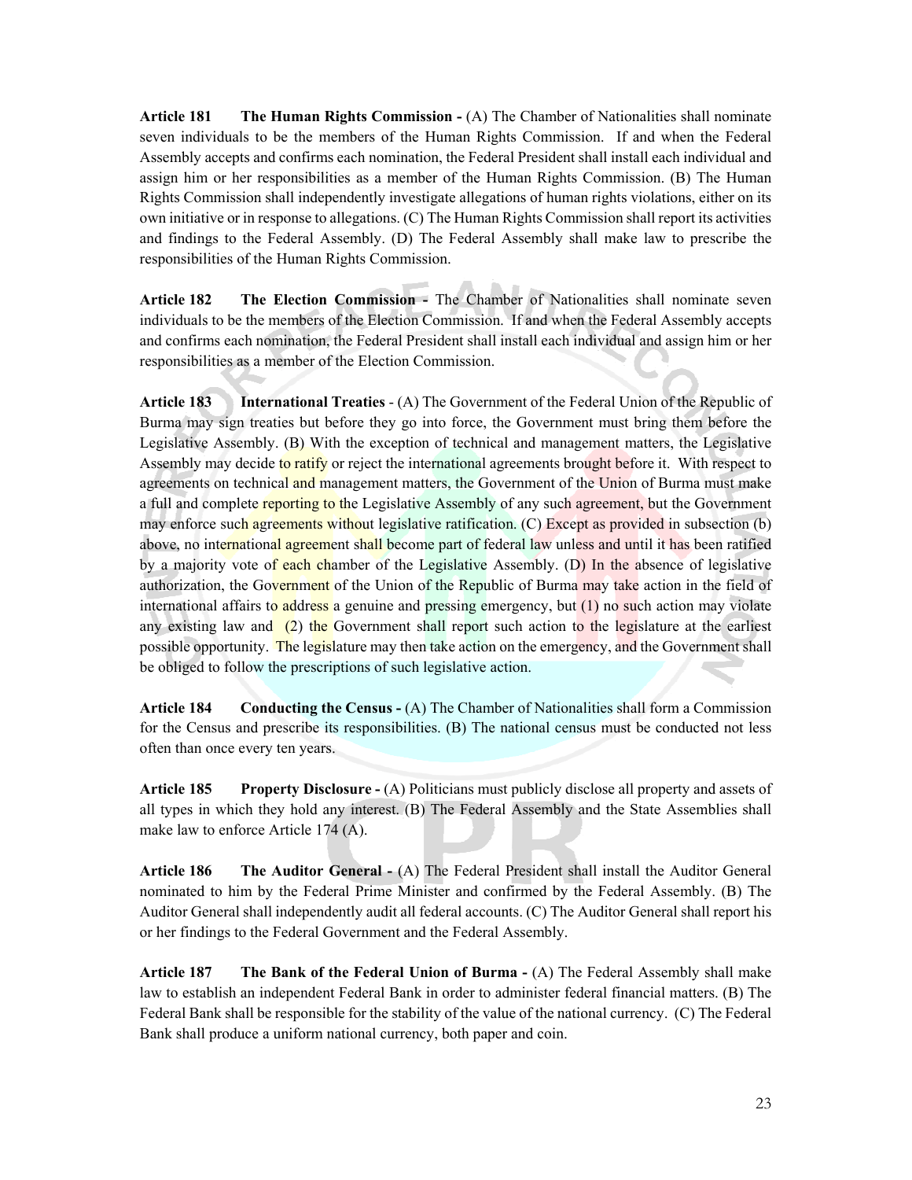**Article 181 The Human Rights Commission -** (A) The Chamber of Nationalities shall nominate seven individuals to be the members of the Human Rights Commission. If and when the Federal Assembly accepts and confirms each nomination, the Federal President shall install each individual and assign him or her responsibilities as a member of the Human Rights Commission. (B) The Human Rights Commission shall independently investigate allegations of human rights violations, either on its own initiative or in response to allegations. (C) The Human Rights Commission shall report its activities and findings to the Federal Assembly. (D) The Federal Assembly shall make law to prescribe the responsibilities of the Human Rights Commission.

**Article 182 The Election Commission -** The Chamber of Nationalities shall nominate seven individuals to be the members of the Election Commission. If and when the Federal Assembly accepts and confirms each nomination, the Federal President shall install each individual and assign him or her responsibilities as a member of the Election Commission.

**Article 183 International Treaties** - (A) The Government of the Federal Union of the Republic of Burma may sign treaties but before they go into force, the Government must bring them before the Legislative Assembly. (B) With the exception of technical and management matters, the Legislative Assembly may decide to ratify or reject the international agreements brought before it. With respect to agreements on technical and management matters, the Government of the Union of Burma must make a full and complete reporting to the Legislative Assembly of any such agreement, but the Government may enforce such agreements without legislative ratification. (C) Except as provided in subsection (b) above, no international agreement shall become part of federal law unless and until it has been ratified by a majority vote of each chamber of the Legislative Assembly. (D) In the absence of legislative authorization, the Government of the Union of the Republic of Burma may take action in the field of international affairs to address a genuine and pressing emergency, but (1) no such action may violate any existing law and (2) the Government shall report such action to the legislature at the earliest possible opportunity. The legislature may then take action on the emergency, and the Government shall be obliged to follow the prescriptions of such legislative action.

**Article 184 Conducting the Census -** (A) The Chamber of Nationalities shall form a Commission for the Census and prescribe its responsibilities. (B) The national census must be conducted not less often than once every ten years.

**Article 185 Property Disclosure -** (A) Politicians must publicly disclose all property and assets of all types in which they hold any interest. (B) The Federal Assembly and the State Assemblies shall make law to enforce Article 174 (A).

**Article 186 The Auditor General -** (A) The Federal President shall install the Auditor General nominated to him by the Federal Prime Minister and confirmed by the Federal Assembly. (B) The Auditor General shall independently audit all federal accounts. (C) The Auditor General shall report his or her findings to the Federal Government and the Federal Assembly.

**Article 187 The Bank of the Federal Union of Burma -** (A) The Federal Assembly shall make law to establish an independent Federal Bank in order to administer federal financial matters. (B) The Federal Bank shall be responsible for the stability of the value of the national currency. (C) The Federal Bank shall produce a uniform national currency, both paper and coin.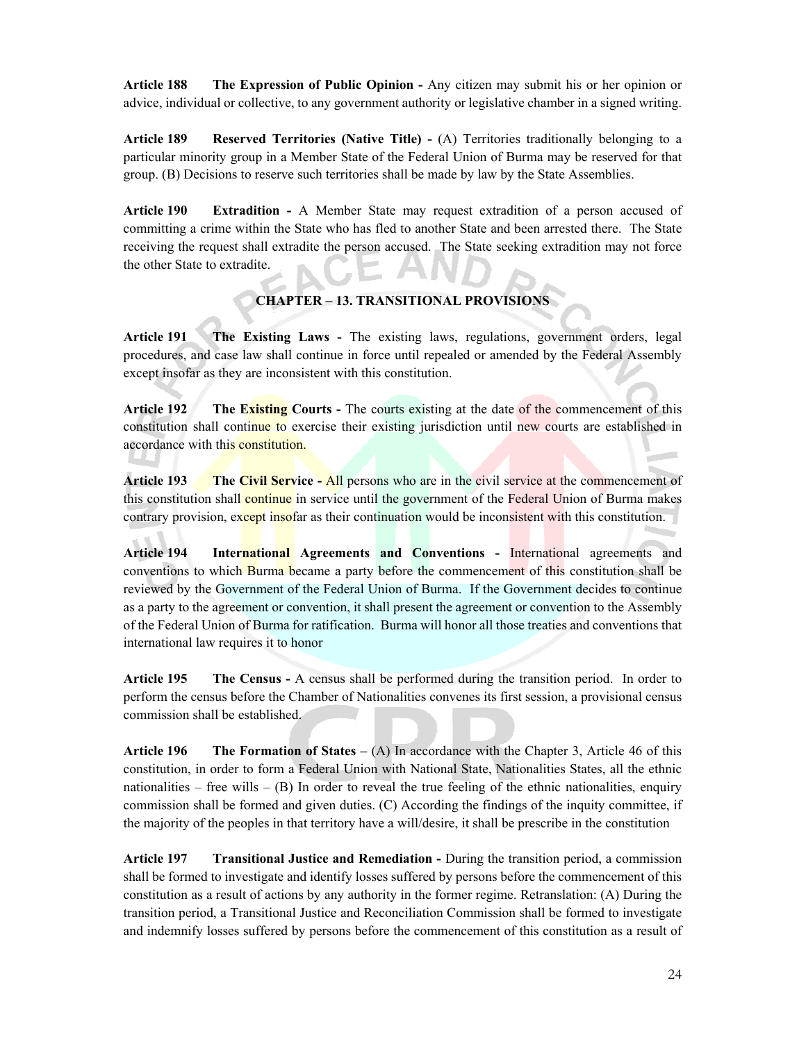**Article 188 The Expression of Public Opinion -** Any citizen may submit his or her opinion or advice, individual or collective, to any government authority or legislative chamber in a signed writing.

**Article 189 Reserved Territories (Native Title) -** (A) Territories traditionally belonging to a particular minority group in a Member State of the Federal Union of Burma may be reserved for that group. (B) Decisions to reserve such territories shall be made by law by the State Assemblies.

**Article 190 Extradition -** A Member State may request extradition of a person accused of committing a crime within the State who has fled to another State and been arrested there. The State receiving the request shall extradite the person accused. The State seeking extradition may not force the other State to extradite.

## CHAPTER – 13. TRANSITIONAL PROVISIONS

**Article 191 The Existing Laws -** The existing laws, regulations, government orders, legal procedures, and case law shall continue in force until repealed or amended by the Federal Assembly except insofar as they are inconsistent with this constitution.

**Article 192 The Existing Courts -** The courts existing at the date of the commencement of this constitution shall continue to exercise their existing jurisdiction until new courts are established in accordance with this constitution.

**Article 193 The Civil Service -** All persons who are in the civil service at the commencement of this constitution shall continue in service until the government of the Federal Union of Burma makes contrary provision, except insofar as their continuation would be inconsistent with this constitution.

**Article 194 International Agreements and Conventions -** International agreements and conventions to which Burma became a party before the commencement of this constitution shall be reviewed by the Government of the Federal Union of Burma. If the Government decides to continue as a party to the agreement or convention, it shall present the agreement or convention to the Assembly of the Federal Union of Burma for ratification. Burma will honor all those treaties and conventions that international law requires it to honor

**Article 195 The Census -** A census shall be performed during the transition period. In order to perform the census before the Chamber of Nationalities convenes its first session, a provisional census commission shall be established.

**Article 196 The Formation of States –** (A) In accordance with the Chapter 3, Article 46 of this constitution, in order to form a Federal Union with National State, Nationalities States, all the ethnic nationalities – free wills – (B) In order to reveal the true feeling of the ethnic nationalities, enquiry commission shall be formed and given duties. (C) According the findings of the inquity committee, if the majority of the peoples in that territory have a will/desire, it shall be prescribe in the constitution

**Article 197 Transitional Justice and Remediation -** During the transition period, a commission shall be formed to investigate and identify losses suffered by persons before the commencement of this constitution as a result of actions by any authority in the former regime. Retranslation: (A) During the transition period, a Transitional Justice and Reconciliation Commission shall be formed to investigate and indemnify losses suffered by persons before the commencement of this constitution as a result of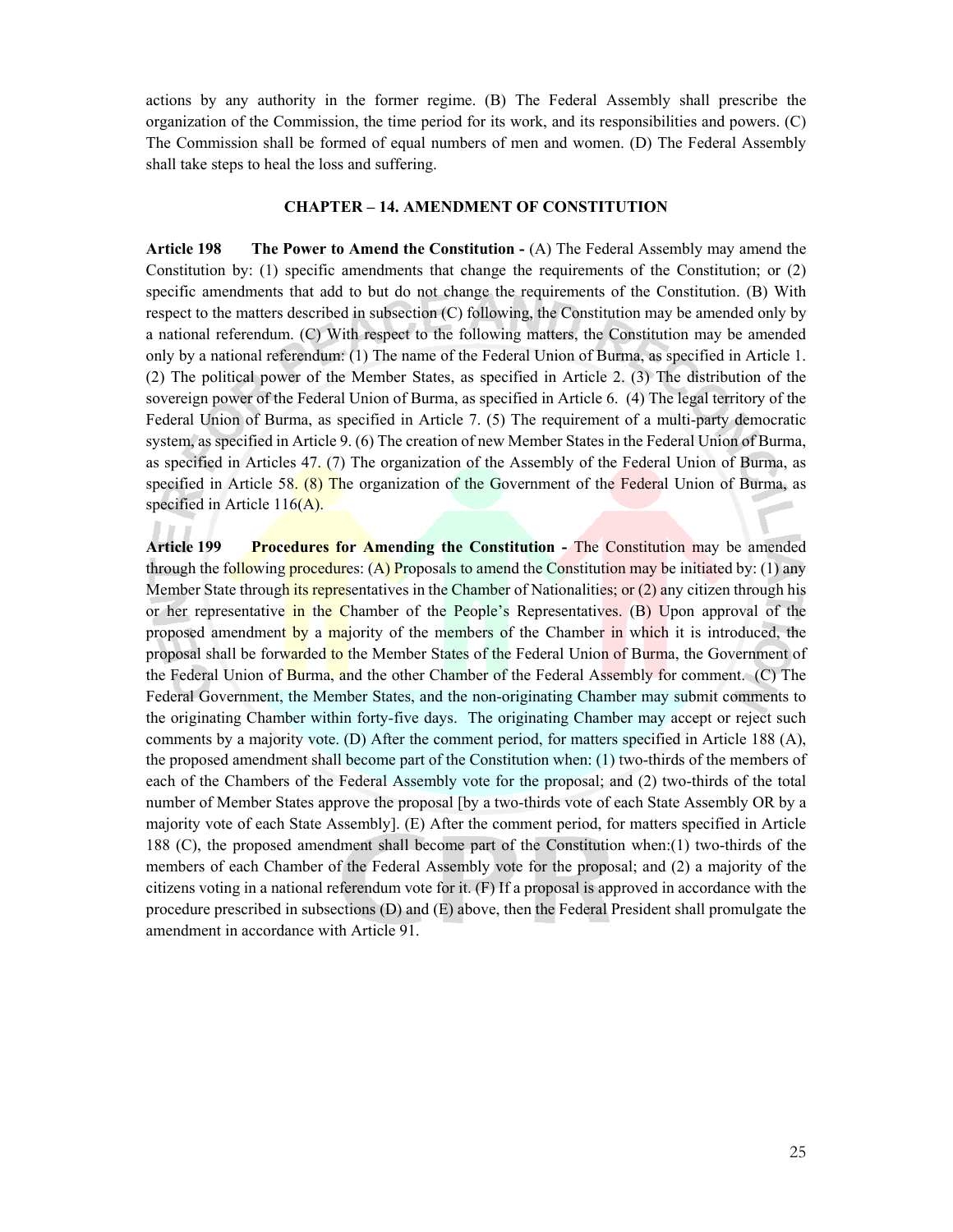actions by any authority in the former regime. (B) The Federal Assembly shall prescribe the organization of the Commission, the time period for its work, and its responsibilities and powers. (C) The Commission shall be formed of equal numbers of men and women. (D) The Federal Assembly shall take steps to heal the loss and suffering.

## CHAPTER – 14. AMENDMENT OF CONSTITUTION

**Article 198 The Power to Amend the Constitution -** (A) The Federal Assembly may amend the Constitution by: (1) specific amendments that change the requirements of the Constitution; or (2) specific amendments that add to but do not change the requirements of the Constitution. (B) With respect to the matters described in subsection (C) following, the Constitution may be amended only by a national referendum. (C) With respect to the following matters, the Constitution may be amended only by a national referendum: (1) The name of the Federal Union of Burma, as specified in Article 1. (2) The political power of the Member States, as specified in Article 2. (3) The distribution of the sovereign power of the Federal Union of Burma, as specified in Article 6. (4) The legal territory of the Federal Union of Burma, as specified in Article 7. (5) The requirement of a multi-party democratic system, as specified in Article 9. (6) The creation of new Member States in the Federal Union of Burma, as specified in Articles 47. (7) The organization of the Assembly of the Federal Union of Burma, as specified in Article 58. (8) The organization of the Government of the Federal Union of Burma, as specified in Article 116(A).

**Article 199 Procedures for Amending the Constitution -** The Constitution may be amended through the following procedures: (A) Proposals to amend the Constitution may be initiated by: (1) any Member State through its representatives in the Chamber of Nationalities; or (2) any citizen through his or her representative in the Chamber of the People's Representatives. (B) Upon approval of the proposed amendment by a majority of the members of the Chamber in which it is introduced, the proposal shall be forwarded to the Member States of the Federal Union of Burma, the Government of the Federal Union of Burma, and the other Chamber of the Federal Assembly for comment. (C) The Federal Government, the Member States, and the non-originating Chamber may submit comments to the originating Chamber within forty-five days. The originating Chamber may accept or reject such comments by a majority vote. (D) After the comment period, for matters specified in Article 188 (A), the proposed amendment shall become part of the Constitution when: (1) two-thirds of the members of each of the Chambers of the Federal Assembly vote for the proposal; and (2) two-thirds of the total number of Member States approve the proposal [by a two-thirds vote of each State Assembly OR by a majority vote of each State Assembly]. (E) After the comment period, for matters specified in Article 188 (C), the proposed amendment shall become part of the Constitution when:(1) two-thirds of the members of each Chamber of the Federal Assembly vote for the proposal; and (2) a majority of the citizens voting in a national referendum vote for it. (F) If a proposal is approved in accordance with the procedure prescribed in subsections (D) and (E) above, then the Federal President shall promulgate the amendment in accordance with Article 91.